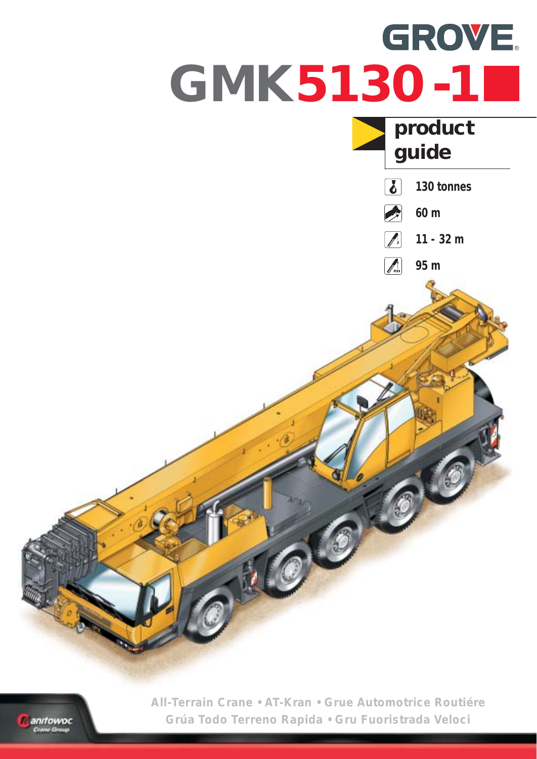# GROVE

# GMK5130-1

## product guide

- 130 tonnes
- 60 m
- 11 - 32 m
- 95 m

All-Terrain Crane • AT-Kran • Grue Automotrice Routiére
Grúa Todo Terreno Rapida • Gru Fuoristrada Veloci

Manitowoc Crane Group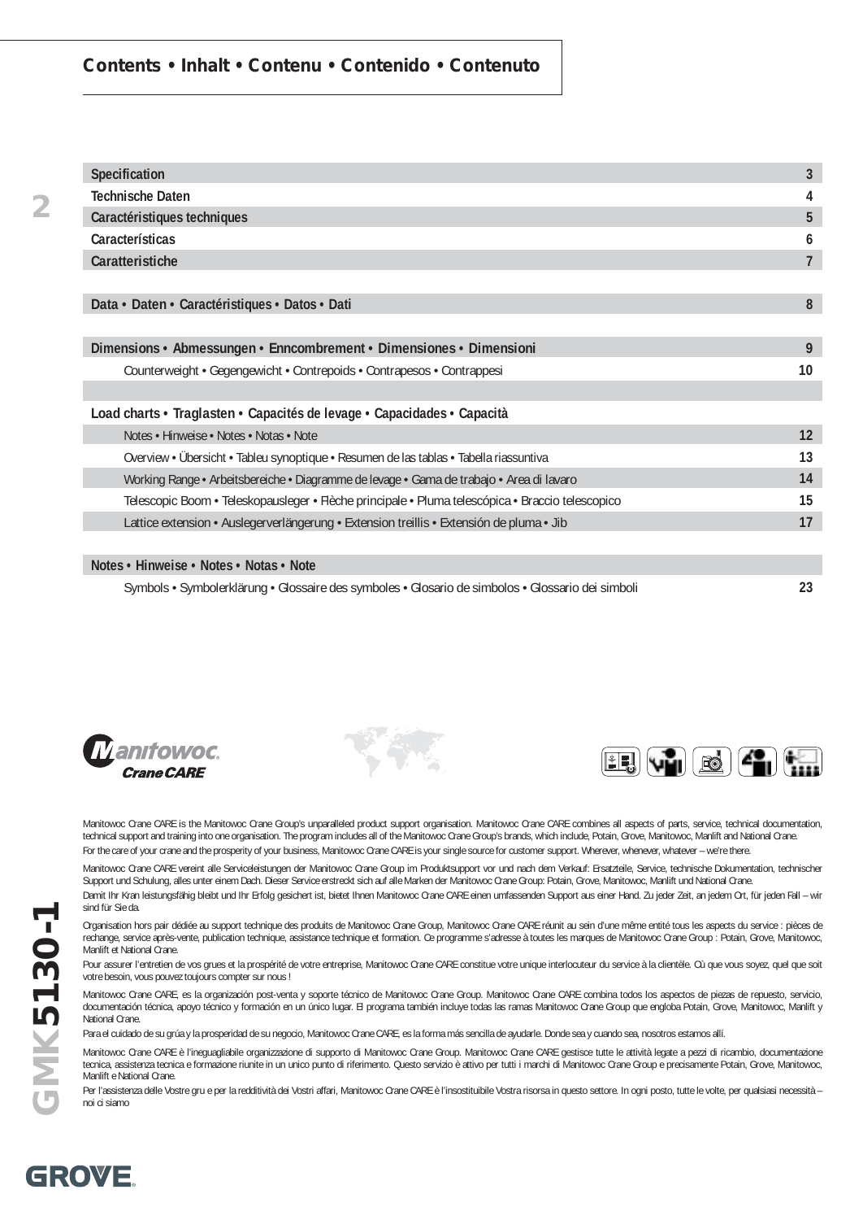# Contents • Inhalt • Contenu • Contenido • Contenuto

| | |
|---|---|
| Specification | 3 |
| Technische Daten | 4 |
| Caractéristiques techniques | 5 |
| Características | 6 |
| Caratteristiche | 7 |
| | |
| Data • Daten • Caractéristiques • Datos • Dati | 8 |
| | |
| Dimensions • Abmessungen • Enncombrement • Dimensiones • Dimensioni | 9 |
| Counterweight • Gegengewicht • Contrepoids • Contrapesos • Contrappesi | 10 |
| | |
| Load charts • Traglasten • Capacités de levage • Capacidades • Capacità | |
| Notes • Hinweise • Notes • Notas • Note | 12 |
| Overview • Übersicht • Tableu synoptique • Resumen de las tablas • Tabella riassuntiva | 13 |
| Working Range • Arbeitsbereiche • Diagramme de levage • Gama de trabajo • Area di lavaro | 14 |
| Telescopic Boom • Teleskopausleger • Flèche principale • Pluma telescópica • Braccio telescopico | 15 |
| Lattice extension • Auslegerverlängerung • Extension treillis • Extensión de pluma • Jib | 17 |
| | |
| Notes • Hinweise • Notes • Notas • Note | |
| Symbols • Symbolerklärung • Glossaire des symboles • Glosario de simbolos • Glossario dei simboli | 23 |

Manitowoc Crane CARE

Manitowoc Crane CARE is the Manitowoc Crane Group's unparalleled product support organisation. Manitowoc Crane CARE combines all aspects of parts, service, technical documentation, technical support and training into one organisation. The program includes all of the Manitowoc Crane Group's brands, which include, Potain, Grove, Manitowoc, Manlift and National Crane.

For the care of your crane and the prosperity of your business, Manitowoc Crane CARE is your single source for customer support. Wherever, whenever, whatever – we're there.

Manitowoc Crane CARE vereint alle Serviceleistungen der Manitowoc Crane Group im Produktsupport vor und nach dem Verkauf: Ersatzteile, Service, technische Dokumentation, technischer Support und Schulung, alles unter einem Dach. Dieser Service erstreckt sich auf alle Marken der Manitowoc Crane Group: Potain, Grove, Manitowoc, Manlift und National Crane.

Damit Ihr Kran leistungsfähig bleibt und Ihr Erfolg gesichert ist, bietet Ihnen Manitowoc Crane CARE einen umfassenden Support aus einer Hand. Zu jeder Zeit, an jedem Ort, für jeden Fall – wir sind für Sie da.

Organisation hors pair dédiée au support technique des produits de Manitowoc Crane Group, Manitowoc Crane CARE réunit au sein d'une même entité tous les aspects du service : pièces de rechange, service après-vente, publication technique, assistance technique et formation. Ce programme s'adresse à toutes les marques de Manitowoc Crane Group : Potain, Grove, Manitowoc, Manlift et National Crane.

Pour assurer l'entretien de vos grues et la prospérité de votre entreprise, Manitowoc Crane CARE constitue votre unique interlocuteur du service à la clientèle. Où que vous soyez, quel que soit votre besoin, vous pouvez toujours compter sur nous !

Manitowoc Crane CARE, es la organización post-venta y soporte técnico de Manitowoc Crane Group. Manitowoc Crane CARE combina todos los aspectos de piezas de repuesto, servicio, documentación técnica, apoyo técnico y formación en un único lugar. El programa también incluye todas las ramas Manitowoc Crane Group que engloba Potain, Grove, Manitowoc, Manlift y National Crane.

Para el cuidado de su grúa y la prosperidad de su negocio, Manitowoc Crane CARE, es la forma más sencilla de ayudarle. Donde sea y cuando sea, nosotros estamos allí.

Manitowoc Crane CARE è l'ineguagliabile organizzazione di supporto di Manitowoc Crane Group. Manitowoc Crane CARE gestisce tutte le attività legate a pezzi di ricambio, documentazione tecnica, assistenza tecnica e formazione riunite in un unico punto di riferimento. Questo servizio è attivo per tutti i marchi di Manitowoc Crane Group e precisamente Potain, Grove, Manitowoc, Manlift e National Crane.

Per l'assistenza delle Vostre gru e per la redditività dei Vostri affari, Manitowoc Crane CARE è l'insostituibile Vostra risorsa in questo settore. In ogni posto, tutte le volte, per qualsiasi necessità – noi ci siamo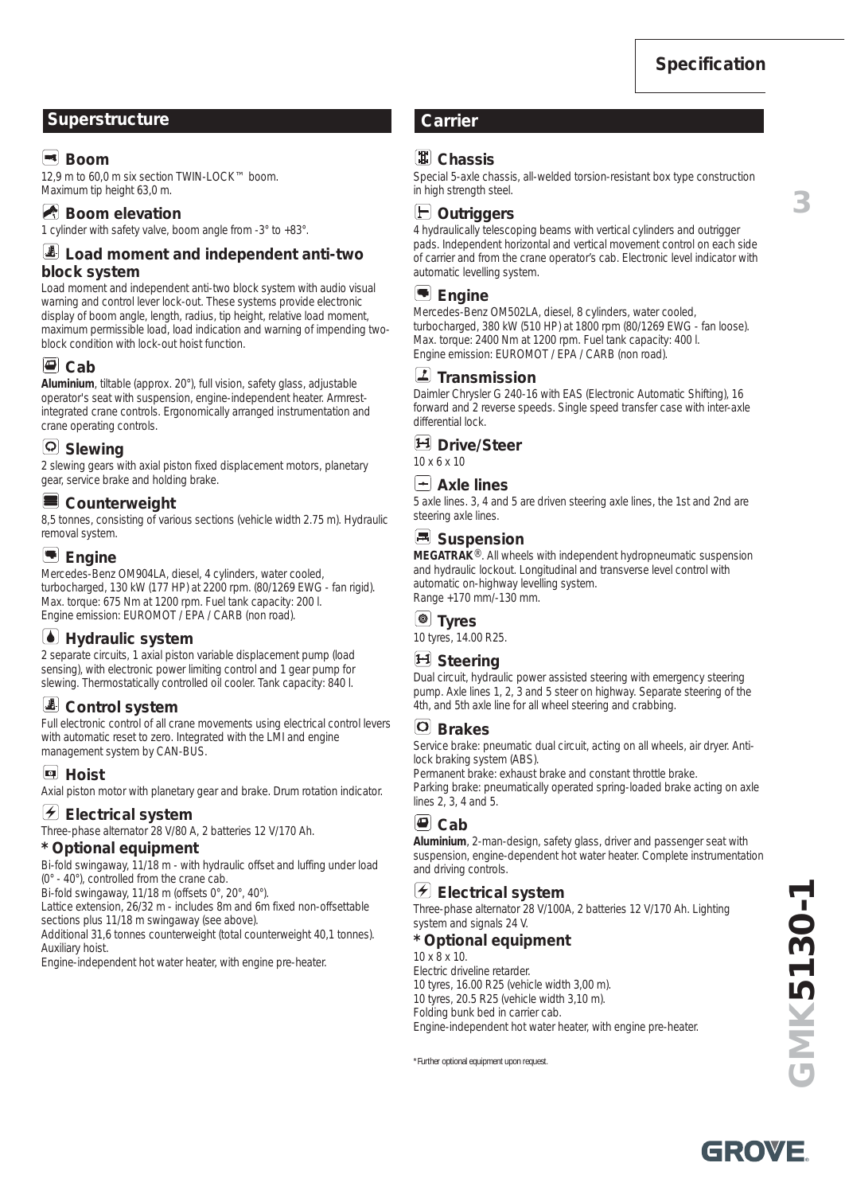# Specification

## Superstructure

### Boom
12,9 m to 60,0 m six section TWIN-LOCK™ boom.
Maximum tip height 63,0 m.

### Boom elevation
1 cylinder with safety valve, boom angle from -3° to +83°.

### Load moment and independent anti-two block system
Load moment and independent anti-two block system with audio visual warning and control lever lock-out. These systems provide electronic display of boom angle, length, radius, tip height, relative load moment, maximum permissible load, load indication and warning of impending two-block condition with lock-out hoist function.

### Cab
**Aluminium**, tiltable (approx. 20°), full vision, safety glass, adjustable operator's seat with suspension, engine-independent heater. Armrest-integrated crane controls. Ergonomically arranged instrumentation and crane operating controls.

### Slewing
2 slewing gears with axial piston fixed displacement motors, planetary gear, service brake and holding brake.

### Counterweight
8,5 tonnes, consisting of various sections (vehicle width 2.75 m). Hydraulic removal system.

### Engine
Mercedes-Benz OM904LA, diesel, 4 cylinders, water cooled, turbocharged, 130 kW (177 HP) at 2200 rpm. (80/1269 EWG - fan rigid).
Max. torque: 675 Nm at 1200 rpm. Fuel tank capacity: 200 l.
Engine emission: EUROMOT / EPA / CARB (non road).

### Hydraulic system
2 separate circuits, 1 axial piston variable displacement pump (load sensing), with electronic power limiting control and 1 gear pump for slewing. Thermostatically controlled oil cooler. Tank capacity: 840 l.

### Control system
Full electronic control of all crane movements using electrical control levers with automatic reset to zero. Integrated with the LMI and engine management system by CAN-BUS.

### Hoist
Axial piston motor with planetary gear and brake. Drum rotation indicator.

### Electrical system
Three-phase alternator 28 V/80 A, 2 batteries 12 V/170 Ah.

### * Optional equipment
Bi-fold swingaway, 11/18 m - with hydraulic offset and luffing under load (0° - 40°), controlled from the crane cab.
Bi-fold swingaway, 11/18 m (offsets 0°, 20°, 40°).
Lattice extension, 26/32 m - includes 8m and 6m fixed non-offsettable sections plus 11/18 m swingaway (see above).
Additional 31,6 tonnes counterweight (total counterweight 40,1 tonnes).
Auxiliary hoist.
Engine-independent hot water heater, with engine pre-heater.

## Carrier

### Chassis
Special 5-axle chassis, all-welded torsion-resistant box type construction in high strength steel.

### Outriggers
4 hydraulically telescoping beams with vertical cylinders and outrigger pads. Independent horizontal and vertical movement control on each side of carrier and from the crane operator's cab. Electronic level indicator with automatic levelling system.

### Engine
Mercedes-Benz OM502LA, diesel, 8 cylinders, water cooled, turbocharged, 380 kW (510 HP) at 1800 rpm (80/1269 EWG - fan loose).
Max. torque: 2400 Nm at 1200 rpm. Fuel tank capacity: 400 l.
Engine emission: EUROMOT / EPA / CARB (non road).

### Transmission
Daimler Chrysler G 240-16 with EAS (Electronic Automatic Shifting), 16 forward and 2 reverse speeds. Single speed transfer case with inter-axle differential lock.

### Drive/Steer
10 x 6 x 10

### Axle lines
5 axle lines. 3, 4 and 5 are driven steering axle lines, the 1st and 2nd are steering axle lines.

### Suspension
**MEGATRAK**®. All wheels with independent hydropneumatic suspension and hydraulic lockout. Longitudinal and transverse level control with automatic on-highway levelling system.
Range +170 mm/-130 mm.

### Tyres
10 tyres, 14.00 R25.

### Steering
Dual circuit, hydraulic power assisted steering with emergency steering pump. Axle lines 1, 2, 3 and 5 steer on highway. Separate steering of the 4th, and 5th axle line for all wheel steering and crabbing.

### Brakes
Service brake: pneumatic dual circuit, acting on all wheels, air dryer. Anti-lock braking system (ABS).
Permanent brake: exhaust brake and constant throttle brake.
Parking brake: pneumatically operated spring-loaded brake acting on axle lines 2, 3, 4 and 5.

### Cab
**Aluminium**, 2-man-design, safety glass, driver and passenger seat with suspension, engine-dependent hot water heater. Complete instrumentation and driving controls.

### Electrical system
Three-phase alternator 28 V/100A, 2 batteries 12 V/170 Ah. Lighting system and signals 24 V.

### * Optional equipment
10 x 8 x 10.
Electric driveline retarder.
10 tyres, 16.00 R25 (vehicle width 3,00 m).
10 tyres, 20.5 R25 (vehicle width 3,10 m).
Folding bunk bed in carrier cab.
Engine-independent hot water heater, with engine pre-heater.

* Further optional equipment upon request.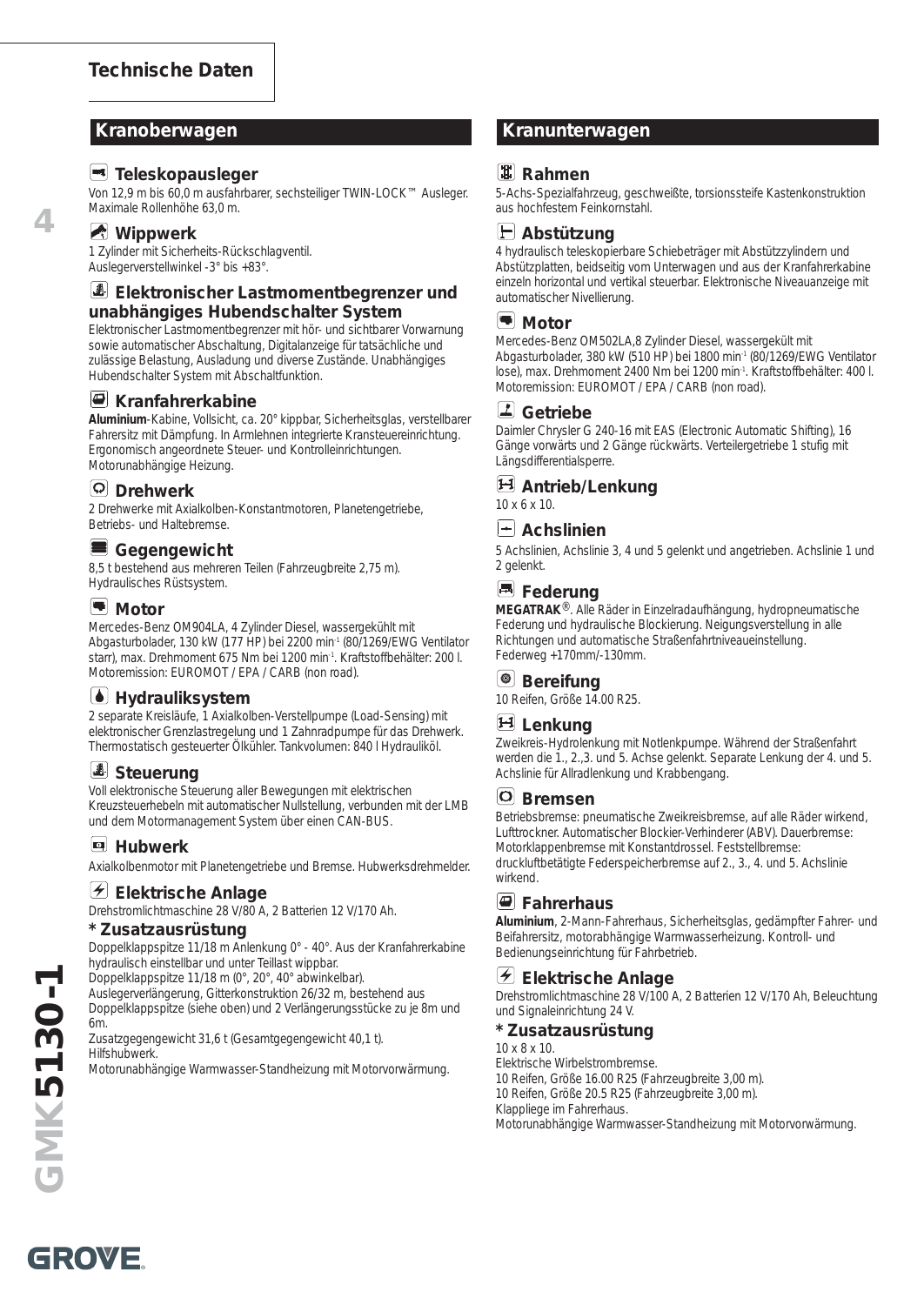# Technische Daten

## Kranoberwagen

### Teleskopausleger

Von 12,9 m bis 60,0 m ausfahrbarer, sechsteiliger TWIN-LOCK™ Ausleger. Maximale Rollenhöhe 63,0 m.

### Wippwerk

1 Zylinder mit Sicherheits-Rückschlagventil.
Auslegerverstellwinkel -3° bis +83°.

### Elektronischer Lastmomentbegrenzer und unabhängiges Hubendschalter System

Elektronischer Lastmomentbegrenzer mit hör- und sichtbarer Vorwarnung sowie automatischer Abschaltung, Digitalanzeige für tatsächliche und zulässige Belastung, Ausladung und diverse Zustände. Unabhängiges Hubendschalter System mit Abschaltfunktion.

### Kranfahrerkabine

**Aluminium**-Kabine, Vollsicht, ca. 20° kippbar, Sicherheitsglas, verstellbarer Fahrersitz mit Dämpfung. In Armlehnen integrierte Kransteuereinrichtung. Ergonomisch angeordnete Steuer- und Kontrolleinrichtungen. Motorunabhängige Heizung.

### Drehwerk

2 Drehwerke mit Axialkolben-Konstantmotoren, Planetengetriebe, Betriebs- und Haltebremse.

### Gegengewicht

8,5 t bestehend aus mehreren Teilen (Fahrzeugbreite 2,75 m). Hydraulisches Rüstsystem.

### Motor

Mercedes-Benz OM904LA, 4 Zylinder Diesel, wassergekühlt mit Abgasturbolader, 130 kW (177 HP) bei 2200 min$^{-1}$ (80/1269/EWG Ventilator starr), max. Drehmoment 675 Nm bei 1200 min$^{-1}$. Kraftstoffbehälter: 200 l. Motoremission: EUROMOT / EPA / CARB (non road).

### Hydrauliksystem

2 separate Kreisläufe, 1 Axialkolben-Verstellpumpe (Load-Sensing) mit elektronischer Grenzlastregelung und 1 Zahnradpumpe für das Drehwerk. Thermostatisch gesteuerter Ölkühler. Tankvolumen: 840 l Hydrauliköl.

### Steuerung

Voll elektronische Steuerung aller Bewegungen mit elektrischen Kreuzsteuerhebeln mit automatischer Nullstellung, verbunden mit der LMB und dem Motormanagement System über einen CAN-BUS.

### Hubwerk

Axialkolbenmotor mit Planetengetriebe und Bremse. Hubwerksdrehmelder.

### Elektrische Anlage

Drehstromlichtmaschine 28 V/80 A, 2 Batterien 12 V/170 Ah.

### * Zusatzausrüstung

Doppelklappspitze 11/18 m Anlenkung 0° - 40°. Aus der Kranfahrerkabine hydraulisch einstellbar und unter Teillast wippbar.
Doppelklappspitze 11/18 m (0°, 20°, 40° abwinkelbar).
Auslegerverlängerung, Gitterkonstruktion 26/32 m, bestehend aus Doppelklappspitze (siehe oben) und 2 Verlängerungsstücke zu je 8m und 6m.
Zusatzgegengewicht 31,6 t (Gesamtgegengewicht 40,1 t).
Hilfshubwerk.
Motorunabhängige Warmwasser-Standheizung mit Motorvorwärmung.

## Kranunterwagen

### Rahmen

5-Achs-Spezialfahrzeug, geschweißte, torsionssteife Kastenkonstruktion aus hochfestem Feinkornstahl.

### Abstützung

4 hydraulisch teleskopierbare Schiebeträger mit Abstützzylindern und Abstützplatten, beidseitig vom Unterwagen und aus der Kranfahrerkabine einzeln horizontal und vertikal steuerbar. Elektronische Niveauanzeige mit automatischer Nivellierung.

### Motor

Mercedes-Benz OM502LA,8 Zylinder Diesel, wassergekült mit Abgasturbolader, 380 kW (510 HP) bei 1800 min$^{-1}$ (80/1269/EWG Ventilator lose), max. Drehmoment 2400 Nm bei 1200 min$^{-1}$. Kraftstoffbehälter: 400 l. Motoremission: EUROMOT / EPA / CARB (non road).

### Getriebe

Daimler Chrysler G 240-16 mit EAS (Electronic Automatic Shifting), 16 Gänge vorwärts und 2 Gänge rückwärts. Verteilergetriebe 1 stufig mit Längsdifferentialsperre.

### Antrieb/Lenkung

10 x 6 x 10.

### Achslinien

5 Achslinien, Achslinie 3, 4 und 5 gelenkt und angetrieben. Achslinie 1 und 2 gelenkt.

### Federung

**MEGATRAK**®. Alle Räder in Einzelradaufhängung, hydropneumatische Federung und hydraulische Blockierung. Neigungsverstellung in alle Richtungen und automatische Straßenfahrtniveaueinstellung.
Federweg +170mm/-130mm.

### Bereifung

10 Reifen, Größe 14.00 R25.

### Lenkung

Zweikreis-Hydrolenkung mit Notlenkpumpe. Während der Straßenfahrt werden die 1., 2.,3. und 5. Achse gelenkt. Separate Lenkung der 4. und 5. Achslinie für Allradlenkung und Krabbengang.

### Bremsen

Betriebsbremse: pneumatische Zweikreisbremse, auf alle Räder wirkend, Lufttrockner. Automatischer Blockier-Verhinderer (ABV). Dauerbremse: Motorklappenbremse mit Konstantdrossel. Feststellbremse: druckluftbetätigte Federspeicherbremse auf 2., 3., 4. und 5. Achslinie wirkend.

### Fahrerhaus

**Aluminium**, 2-Mann-Fahrerhaus, Sicherheitsglas, gedämpfter Fahrer- und Beifahrersitz, motorabhängige Warmwasserheizung. Kontroll- und Bedienungseinrichtung für Fahrbetrieb.

### Elektrische Anlage

Drehstromlichtmaschine 28 V/100 A, 2 Batterien 12 V/170 Ah, Beleuchtung und Signaleinrichtung 24 V.

### * Zusatzausrüstung

10 x 8 x 10.
Elektrische Wirbelstrombremse.
10 Reifen, Größe 16.00 R25 (Fahrzeugbreite 3,00 m).
10 Reifen, Größe 20.5 R25 (Fahrzeugbreite 3,00 m).
Klappliege im Fahrerhaus.
Motorunabhängige Warmwasser-Standheizung mit Motorvorwärmung.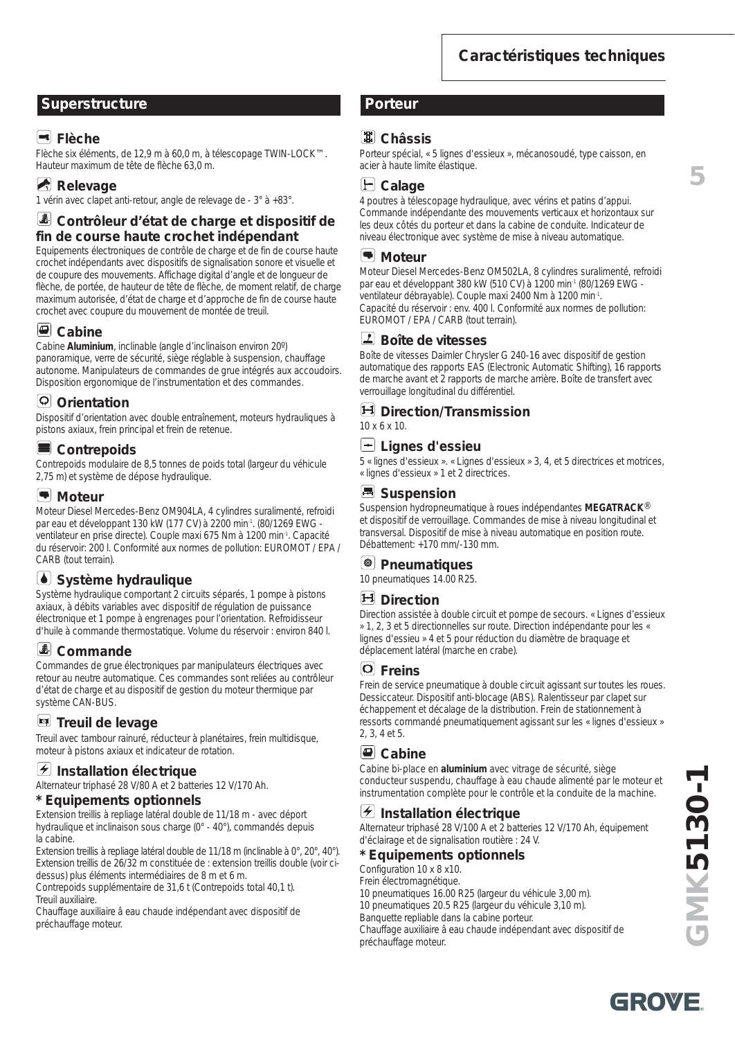# Caractéristiques techniques

## Superstructure

### Flèche
Flèche six éléments, de 12,9 m à 60,0 m, à télescopage TWIN-LOCK™. Hauteur maximum de tête de flèche 63,0 m.

### Relevage
1 vérin avec clapet anti-retour, angle de relevage de - 3° à +83°.

### Contrôleur d'état de charge et dispositif de fin de course haute crochet indépendant
Equipements électroniques de contrôle de charge et de fin de course haute crochet indépendants avec dispositifs de signalisation sonore et visuelle et de coupure des mouvements. Affichage digital d'angle et de longueur de flèche, de portée, de hauteur de tête de flèche, de moment relatif, de charge maximum autorisée, d'état de charge et d'approche de fin de course haute crochet avec coupure du mouvement de montée de treuil.

### Cabine
Cabine **Aluminium**, inclinable (angle d'inclinaison environ 20º) panoramique, verre de sécurité, siège réglable à suspension, chauffage autonome. Manipulateurs de commandes de grue intégrés aux accoudoirs. Disposition ergonomique de l'instrumentation et des commandes.

### Orientation
Dispositif d'orientation avec double entraînement, moteurs hydrauliques à pistons axiaux, frein principal et frein de retenue.

### Contrepoids
Contrepoids modulaire de 8,5 tonnes de poids total (largeur du véhicule 2,75 m) et système de dépose hydraulique.

### Moteur
Moteur Diesel Mercedes-Benz OM904LA, 4 cylindres suralimenté, refroidi par eau et développant 130 kW (177 CV) à 2200 min$^{-1}$. (80/1269 EWG - ventilateur en prise directe). Couple maxi 675 Nm à 1200 min$^{-1}$. Capacité du réservoir: 200 l. Conformité aux normes de pollution: EUROMOT / EPA / CARB (tout terrain).

### Système hydraulique
Système hydraulique comportant 2 circuits séparés, 1 pompe à pistons axiaux, à débits variables avec dispositif de régulation de puissance électronique et 1 pompe à engrenages pour l'orientation. Refroidisseur d'huile à commande thermostatique. Volume du réservoir : environ 840 l.

### Commande
Commandes de grue électroniques par manipulateurs électriques avec retour au neutre automatique. Ces commandes sont reliées au contrôleur d'état de charge et au dispositif de gestion du moteur thermique par système CAN-BUS.

### Treuil de levage
Treuil avec tambour rainuré, réducteur à planétaires, frein multidisque, moteur à pistons axiaux et indicateur de rotation.

### Installation électrique
Alternateur triphasé 28 V/80 A et 2 batteries 12 V/170 Ah.

### * Equipements optionnels
Extension treillis à repliage latéral double de 11/18 m - avec déport hydraulique et inclinaison sous charge (0° - 40°), commandés depuis la cabine.
Extension treillis à repliage latéral double de 11/18 m (inclinable à 0°, 20°, 40°).
Extension treillis de 26/32 m constituée de : extension treillis double (voir ci-dessus) plus éléments intermédiaires de 8 m et 6 m.
Contrepoids supplémentaire de 31,6 t (Contrepoids total 40,1 t).
Treuil auxiliaire.
Chauffage auxiliaire à eau chaude indépendant avec dispositif de préchauffage moteur.

## Porteur

### Châssis
Porteur spécial, « 5 lignes d'essieux », mécanosoudé, type caisson, en acier à haute limite élastique.

### Calage
4 poutres à télescopage hydraulique, avec vérins et patins d'appui. Commande indépendante des mouvements verticaux et horizontaux sur les deux côtés du porteur et dans la cabine de conduite. Indicateur de niveau électronique avec système de mise à niveau automatique.

### Moteur
Moteur Diesel Mercedes-Benz OM502LA, 8 cylindres suralimenté, refroidi par eau et développant 380 kW (510 CV) à 1200 min$^{-1}$ (80/1269 EWG - ventilateur débrayable). Couple maxi 2400 Nm à 1200 min$^{-1}$.
Capacité du réservoir : env. 400 l. Conformité aux normes de pollution: EUROMOT / EPA / CARB (tout terrain).

### Boîte de vitesses
Boîte de vitesses Daimler Chrysler G 240-16 avec dispositif de gestion automatique des rapports EAS (Electronic Automatic Shifting), 16 rapports de marche avant et 2 rapports de marche arrière. Boîte de transfert avec verrouillage longitudinal du différentiel.

### Direction/Transmission
10 x 6 x 10.

### Lignes d'essieu
5 « lignes d'essieux ». « Lignes d'essieux » 3, 4, et 5 directrices et motrices, « lignes d'essieux » 1 et 2 directrices.

### Suspension
Suspension hydropneumatique à roues indépendantes **MEGATRACK**® et dispositif de verrouillage. Commandes de mise à niveau longitudinal et transversal. Dispositif de mise à niveau automatique en position route. Débattement: +170 mm/-130 mm.

### Pneumatiques
10 pneumatiques 14.00 R25.

### Direction
Direction assistée à double circuit et pompe de secours. « Lignes d'essieux » 1, 2, 3 et 5 directionnelles sur route. Direction indépendante pour les « lignes d'essieu » 4 et 5 pour réduction du diamètre de braquage et déplacement latéral (marche en crabe).

### Freins
Frein de service pneumatique à double circuit agissant sur toutes les roues. Dessiccateur. Dispositif anti-blocage (ABS). Ralentisseur par clapet sur échappement et décalage de la distribution. Frein de stationnement à ressorts commandé pneumatiquement agissant sur les « lignes d'essieux » 2, 3, 4 et 5.

### Cabine
Cabine bi-place en **aluminium** avec vitrage de sécurité, siège conducteur suspendu, chauffage à eau chaude alimenté par le moteur et instrumentation complète pour le contrôle et la conduite de la machine.

### Installation électrique
Alternateur triphasé 28 V/100 A et 2 batteries 12 V/170 Ah, équipement d'éclairage et de signalisation routière : 24 V.

### * Equipements optionnels
Configuration 10 x 8 x10.
Frein électromagnétique.
10 pneumatiques 16.00 R25 (largeur du véhicule 3,00 m).
10 pneumatiques 20.5 R25 (largeur du véhicule 3,10 m).
Banquette repliable dans la cabine porteur.
Chauffage auxiliaire à eau chaude indépendant avec dispositif de préchauffage moteur.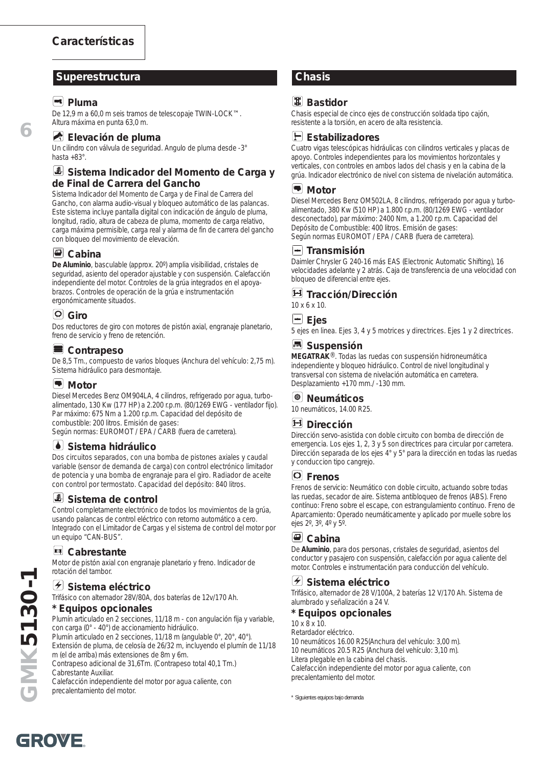# Características

## Superestructura

### Pluma

De 12,9 m a 60,0 m seis tramos de telescopaje TWIN-LOCK™. Altura máxima en punta 63,0 m.

### Elevación de pluma

Un cilindro con válvula de seguridad. Angulo de pluma desde -3° hasta +83°.

### Sistema Indicador del Momento de Carga y de Final de Carrera del Gancho

Sistema Indicador del Momento de Carga y de Final de Carrera del Gancho, con alarma audio-visual y bloqueo automático de las palancas. Este sistema incluye pantalla digital con indicación de ángulo de pluma, longitud, radio, altura de cabeza de pluma, momento de carga relativo, carga máxima permisible, carga real y alarma de fin de carrera del gancho con bloqueo del movimiento de elevación.

### Cabina

**De Aluminio**, basculable (approx. 20º) amplia visibilidad, cristales de seguridad, asiento del operador ajustable y con suspensión. Calefacción independiente del motor. Controles de la grúa integrados en el apoya-brazos. Controles de operación de la grúa e instrumentación ergonómicamente situados.

### Giro

Dos reductores de giro con motores de pistón axial, engranaje planetario, freno de servicio y freno de retención.

### Contrapeso

De 8,5 Tm., compuesto de varios bloques (Anchura del vehículo: 2,75 m). Sistema hidráulico para desmontaje.

### Motor

Diesel Mercedes Benz OM904LA, 4 cilindros, refrigerado por agua, turbo-alimentado, 130 Kw (177 HP) a 2.200 r.p.m. (80/1269 EWG - ventilador fijo). Par máximo: 675 Nm a 1.200 r.p.m. Capacidad del depósito de combustible: 200 litros. Emisión de gases:
Según normas: EUROMOT / EPA / CARB (fuera de carretera).

### Sistema hidráulico

Dos circuitos separados, con una bomba de pistones axiales y caudal variable (sensor de demanda de carga) con control electrónico limitador de potencia y una bomba de engranaje para el giro. Radiador de aceite con control por termostato. Capacidad del depósito: 840 litros.

### Sistema de control

Control completamente electrónico de todos los movimientos de la grúa, usando palancas de control eléctrico con retorno automático a cero. Integrado con el Limitador de Cargas y el sistema de control del motor por un equipo "CAN-BUS".

### Cabrestante

Motor de pistón axial con engranaje planetario y freno. Indicador de rotación del tambor.

### Sistema eléctrico

Trifásico con alternador 28V/80A, dos baterías de 12v/170 Ah.

### * Equipos opcionales

Plumín articulado en 2 secciones, 11/18 m - con angulación fija y variable, con carga (0° - 40°) de accionamiento hidráulico.
Plumín articulado en 2 secciones, 11/18 m (angulable 0°, 20°, 40°).
Extensión de pluma, de celosía de 26/32 m, incluyendo el plumín de 11/18 m (el de arriba) más extensiones de 8m y 6m.
Contrapeso adicional de 31,6Tm. (Contrapeso total 40,1 Tm.)
Cabrestante Auxiliar.
Calefacción independiente del motor por agua caliente, con precalentamiento del motor.

## Chasis

### Bastidor

Chasis especial de cinco ejes de construcción soldada tipo cajón, resistente a la torsión, en acero de alta resistencia.

### Estabilizadores

Cuatro vigas telescópicas hidráulicas con cilindros verticales y placas de apoyo. Controles independientes para los movimientos horizontales y verticales, con controles en ambos lados del chasis y en la cabina de la grúa. Indicador electrónico de nivel con sistema de nivelación automática.

### Motor

Diesel Mercedes Benz OM502LA, 8 cilindros, refrigerado por agua y turbo-alimentado, 380 Kw (510 HP) a 1.800 r.p.m. (80/1269 EWG - ventilador desconectado), par máximo: 2400 Nm, a 1.200 r.p.m. Capacidad del Depósito de Combustible: 400 litros. Emisión de gases:
Según normas EUROMOT / EPA / CARB (fuera de carretera).

### Transmisión

Daimler Chrysler G 240-16 más EAS (Electronic Automatic Shifting), 16 velocidades adelante y 2 atrás. Caja de transferencia de una velocidad con bloqueo de diferencial entre ejes.

### Tracción/Dirección

10 x 6 x 10.

### Ejes

5 ejes en linea. Ejes 3, 4 y 5 motrices y directrices. Ejes 1 y 2 directrices.

### Suspensión

**MEGATRAK®**. Todas las ruedas con suspensión hidroneumática independiente y bloqueo hidráulico. Control de nivel longitudinal y transversal con sistema de nivelación automática en carretera. Desplazamiento +170 mm./ -130 mm.

### Neumáticos

10 neumáticos, 14.00 R25.

### Dirección

Dirección servo-asistida con doble circuito con bomba de dirección de emergencia. Los ejes 1, 2, 3 y 5 son directrices para circular por carretera. Dirección separada de los ejes 4° y 5° para la dirección en todas las ruedas y conduccion tipo cangrejo.

### Frenos

Frenos de servicio: Neumático con doble circuito, actuando sobre todas las ruedas, secador de aire. Sistema antibloqueo de frenos (ABS). Freno contínuo: Freno sobre el escape, con estrangulamiento contínuo. Freno de Aparcamiento: Operado neumáticamente y aplicado por muelle sobre los ejes 2º, 3º, 4º y 5º.

### Cabina

De **Aluminio**, para dos personas, cristales de seguridad, asientos del conductor y pasajero con suspensión, calefacción por agua caliente del motor. Controles e instrumentación para conducción del vehículo.

### Sistema eléctrico

Trifásico, alternador de 28 V/100A, 2 baterías 12 V/170 Ah. Sistema de alumbrado y señalización a 24 V.

### * Equipos opcionales

10 x 8 x 10.
Retardador eléctrico.
10 neumáticos 16.00 R25(Anchura del vehículo: 3,00 m).
10 neumáticos 20.5 R25 (Anchura del vehículo: 3,10 m).
Litera plegable en la cabina del chasis.
Calefacción independiente del motor por agua caliente, con precalentamiento del motor.

* Siguientes equipos bajo demanda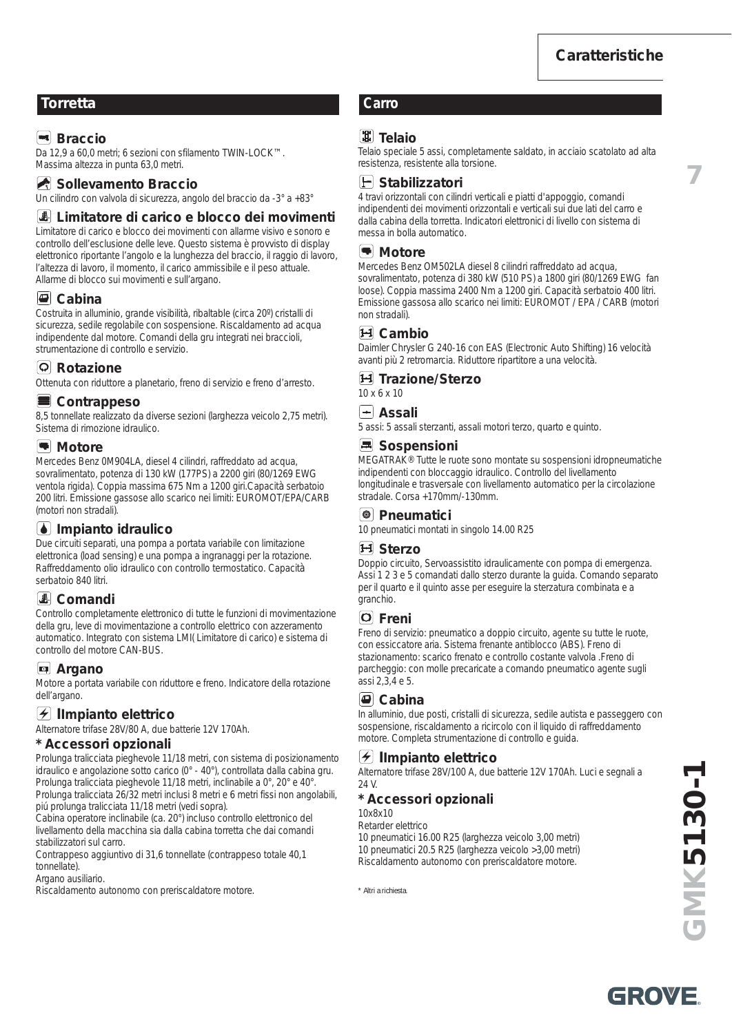# Caratteristiche

## Torretta

### Braccio
Da 12,9 a 60,0 metri; 6 sezioni con sfilamento TWIN-LOCK™.
Massima altezza in punta 63,0 metri.

### Sollevamento Braccio
Un cilindro con valvola di sicurezza, angolo del braccio da -3° a +83°

### Limitatore di carico e blocco dei movimenti
Limitatore di carico e blocco dei movimenti con allarme visivo e sonoro e controllo dell'esclusione delle leve. Questo sistema è provvisto di display elettronico riportante l'angolo e la lunghezza del braccio, il raggio di lavoro, l'altezza di lavoro, il momento, il carico ammissibile e il peso attuale. Allarme di blocco sui movimenti e sull'argano.

### Cabina
Costruita in alluminio, grande visibilità, ribaltabile (circa 20º) cristalli di sicurezza, sedile regolabile con sospensione. Riscaldamento ad acqua indipendente dal motore. Comandi della gru integrati nei braccioli, strumentazione di controllo e servizio.

### Rotazione
Ottenuta con riduttore a planetario, freno di servizio e freno d'arresto.

### Contrappeso
8,5 tonnellate realizzato da diverse sezioni (larghezza veicolo 2,75 metri). Sistema di rimozione idraulico.

### Motore
Mercedes Benz 0M904LA, diesel 4 cilindri, raffreddato ad acqua, sovralimentato, potenza di 130 kW (177PS) a 2200 giri (80/1269 EWG ventola rigida). Coppia massima 675 Nm a 1200 giri.Capacità serbatoio 200 litri. Emissione gassose allo scarico nei limiti: EUROMOT/EPA/CARB (motori non stradali).

### Impianto idraulico
Due circuiti separati, una pompa a portata variabile con limitazione elettronica (load sensing) e una pompa a ingranaggi per la rotazione. Raffreddamento olio idraulico con controllo termostatico. Capacità serbatoio 840 litri.

### Comandi
Controllo completamente elettronico di tutte le funzioni di movimentazione della gru, leve di movimentazione a controllo elettrico con azzeramento automatico. Integrato con sistema LMI( Limitatore di carico) e sistema di controllo del motore CAN-BUS.

### Argano
Motore a portata variabile con riduttore e freno. Indicatore della rotazione dell'argano.

### IImpianto elettrico
Alternatore trifase 28V/80 A, due batterie 12V 170Ah.

### * Accessori opzionali
Prolunga tralicciata pieghevole 11/18 metri, con sistema di posizionamento idraulico e angolazione sotto carico (0° - 40°), controllata dalla cabina gru.
Prolunga tralicciata pieghevole 11/18 metri, inclinabile a 0°, 20° e 40°.
Prolunga tralicciata 26/32 metri inclusi 8 metri e 6 metri fissi non angolabili, piú prolunga tralicciata 11/18 metri (vedi sopra).
Cabina operatore inclinabile (ca. 20°) incluso controllo elettronico del livellamento della macchina sia dalla cabina torretta che dai comandi stabilizzatori sul carro.
Contrappeso aggiuntivo di 31,6 tonnellate (contrappeso totale 40,1 tonnellate).
Argano ausiliario.
Riscaldamento autonomo con preriscaldatore motore.

## Carro

### Telaio
Telaio speciale 5 assi, completamente saldato, in acciaio scatolato ad alta resistenza, resistente alla torsione.

### Stabilizzatori
4 travi orizzontali con cilindri verticali e piatti d'appoggio, comandi indipendenti dei movimenti orizzontali e verticali sui due lati del carro e dalla cabina della torretta. Indicatori elettronici di livello con sistema di messa in bolla automatico.

### Motore
Mercedes Benz OM502LA diesel 8 cilindri raffreddato ad acqua, sovralimentato, potenza di 380 kW (510 PS) a 1800 giri (80/1269 EWG fan loose). Coppia massima 2400 Nm a 1200 giri. Capacità serbatoio 400 litri. Emissione gassosa allo scarico nei limiti: EUROMOT / EPA / CARB (motori non stradali).

### Cambio
Daimler Chrysler G 240-16 con EAS (Electronic Auto Shifting) 16 velocità avanti più 2 retromarcia. Riduttore ripartitore a una velocità.

### Trazione/Sterzo
10 x 6 x 10

### Assali
5 assi: 5 assali sterzanti, assali motori terzo, quarto e quinto.

### Sospensioni
MEGATRAK® Tutte le ruote sono montate su sospensioni idropneumatiche indipendenti con bloccaggio idraulico. Controllo del livellamento longitudinale e trasversale con livellamento automatico per la circolazione stradale. Corsa +170mm/-130mm.

### Pneumatici
10 pneumatici montati in singolo 14.00 R25

### Sterzo
Doppio circuito, Servoassistito idraulicamente con pompa di emergenza. Assi 1 2 3 e 5 comandati dallo sterzo durante la guida. Comando separato per il quarto e il quinto asse per eseguire la sterzatura combinata e a granchio.

### Freni
Freno di servizio: pneumatico a doppio circuito, agente su tutte le ruote, con essiccatore aria. Sistema frenante antiblocco (ABS). Freno di stazionamento: scarico frenato e controllo costante valvola .Freno di parcheggio: con molle precaricate a comando pneumatico agente sugli assi 2,3,4 e 5.

### Cabina
In alluminio, due posti, cristalli di sicurezza, sedile autista e passeggero con sospensione, riscaldamento a ricircolo con il liquido di raffreddamento motore. Completa strumentazione di controllo e guida.

### IImpianto elettrico
Alternatore trifase 28V/100 A, due batterie 12V 170Ah. Luci e segnali a 24 V.

### * Accessori opzionali
10x8x10
Retarder elettrico
10 pneumatici 16.00 R25 (larghezza veicolo 3,00 metri)
10 pneumatici 20.5 R25 (larghezza veicolo >3,00 metri)
Riscaldamento autonomo con preriscaldatore motore.

* Altri a richiesta.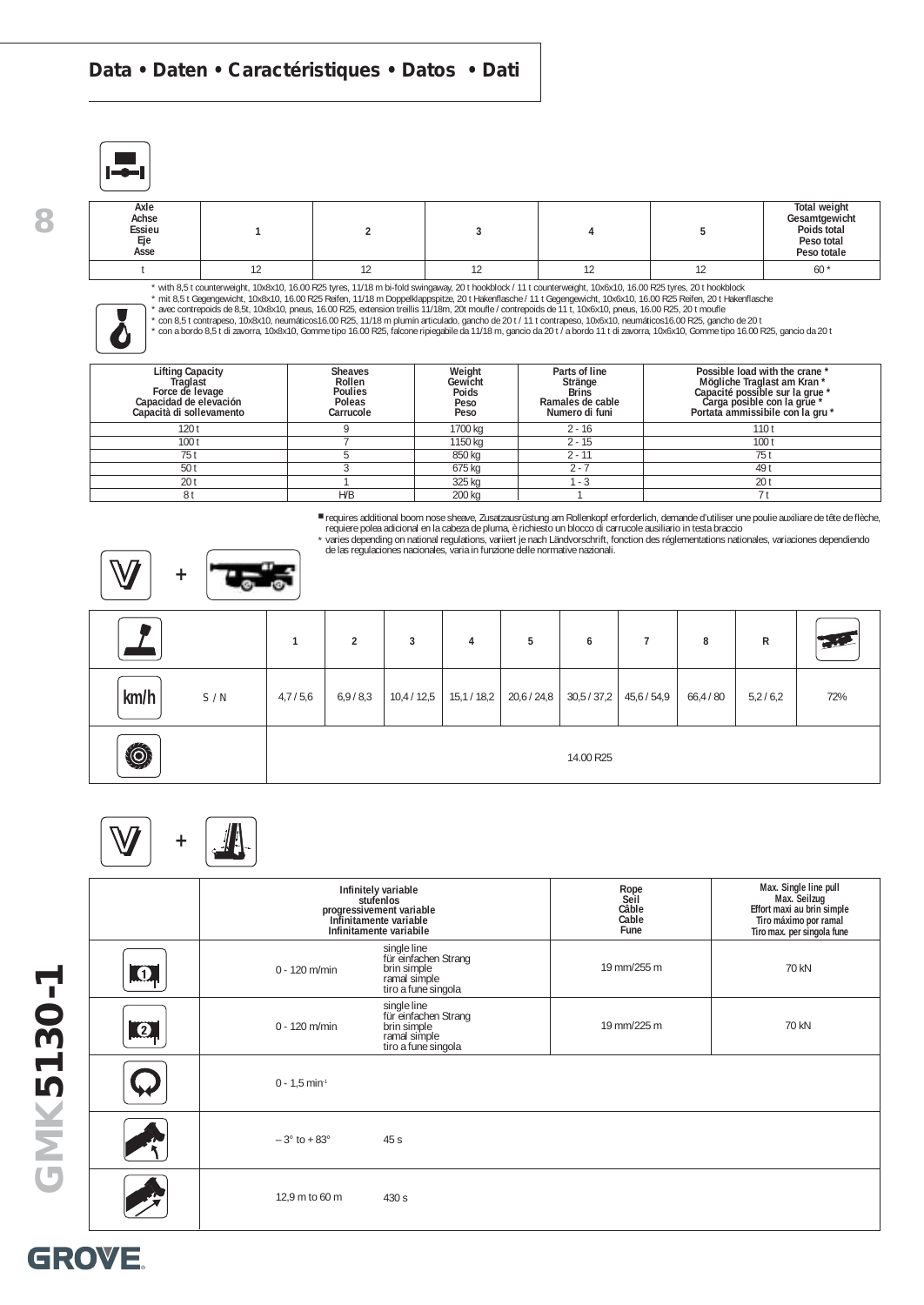## Data • Daten • Caractéristiques • Datos • Dati

| Axle Achse Essieu Eje Asse | 1 | 2 | 3 | 4 | 5 | Total weight Gesamtgewicht Poids total Peso total Peso totale |
|---|---|---|---|---|---|---|
| t | 12 | 12 | 12 | 12 | 12 | 60 * |

* with 8,5 t counterweight, 10x8x10, 16.00 R25 tyres, 11/18 m bi-fold swingaway, 20 t hookblock / 11 t counterweight, 10x6x10, 16.00 R25 tyres, 20 t hookblock
* mit 8,5 t Gegengewicht, 10x8x10, 16.00 R25 Reifen, 11/18 m Doppelklappspitze, 20 t Hakenflasche / 11 t Gegengewicht, 10x6x10, 16.00 R25 Reifen, 20 t Hakenflasche
* avec contrepoids de 8,5t, 10x8x10, pneus, 16.00 R25, extension treillis 11/18m, 20t moufle / contrepoids de 11 t, 10x6x10, pneus, 16.00 R25, 20 t moufle
* con 8,5 t contrapeso, 10x8x10, neumáticos16.00 R25, 11/18 m plumín articulado, gancho de 20 t / 11 t contrapeso, 10x6x10, neumáticos16.00 R25, gancho de 20 t
* con a bordo 8,5 t di zavorra, 10x8x10, Gomme tipo 16.00 R25, falcone ripiegabile da 11/18 m, gancio da 20 t / a bordo 11 t di zavorra, 10x6x10, Gomme tipo 16.00 R25, gancio da 20 t

| Lifting Capacity Traglast Force de levage Capacidad de elevación Capacità di sollevamento | Sheaves Rollen Poulies Poleas Carrucole | Weight Gewicht Poids Peso Peso | Parts of line Stränge Brins Ramales de cable Numero di funi | Possible load with the crane * Mögliche Traglast am Kran * Capacité possible sur la grue * Carga posible con la grúe * Portata ammissibile con la gru * |
|---|---|---|---|---|
| 120 t | 9 | 1700 kg | 2 - 16 | 110 t |
| 100 t | 7 | 1150 kg | 2 - 15 | 100 t |
| 75 t | 5 | 850 kg | 2 - 11 | 75 t |
| 50 t | 3 | 675 kg | 2 - 7 | 49 t |
| 20 t | 1 | 325 kg | 1 - 3 | 20 t |
| 8 t | H/B | 200 kg | 1 | 7 t |

■ requires additional boom nose sheave, Zusatzausrüstung am Rollenkopf erforderlich, demande d'utiliser une poulie auxiliare de tête de flèche, requiere polea adicional en la cabeza de pluma, è richiesto un blocco di carrucole ausiliario in testa braccio
* varies depending on national regulations, variiert je nach Ländvorschrift, fonction des réglementations nationales, variaciones dependiendo de las regulaciones nacionales, varia in funzione delle normative nazionali.

| | 1 | 2 | 3 | 4 | 5 | 6 | 7 | 8 | R | |
|---|---|---|---|---|---|---|---|---|---|---|
| km/h S / N | 4,7 / 5,6 | 6,9 / 8,3 | 10,4 / 12,5 | 15,1 / 18,2 | 20,6 / 24,8 | 30,5 / 37,2 | 45,6 / 54,9 | 66,4 / 80 | 5,2 / 6,2 | 72% |
| | 14.00 R25 | | | | | | | | | |

| | Infinitely variable stufenlos progressivement variable Infinitamente variable Infinitamente variabile | | Rope Seil Câble Cable Fune | Max. Single line pull Max. Seilzug Effort maxi au brin simple Tiro máximo por ramal Tiro max. per singola fune |
|---|---|---|---|---|
| 1 | 0 - 120 m/min | single line für einfachen Strang brin simple ramal simple tiro a fune singola | 19 mm/255 m | 70 kN |
| 2 | 0 - 120 m/min | single line für einfachen Strang brin simple ramal simple tiro a fune singola | 19 mm/225 m | 70 kN |
| | 0 - 1,5 min⁻¹ | | | |
| | – 3° to + 83° | 45 s | | |
| | 12,9 m to 60 m | 430 s | | |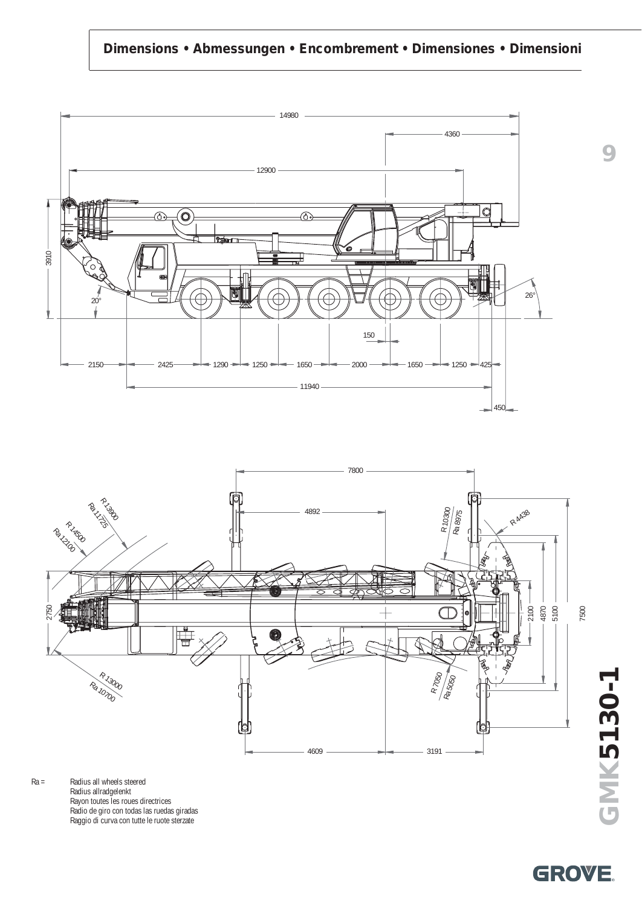# Dimensions • Abmessungen • Encombrement • Dimensiones • Dimensioni

Ra = Radius all wheels steered
Radius allradgelenkt
Rayon toutes les roues directrices
Radio de giro con todas las ruedas giradas
Raggio di curva con tutte le ruote sterzate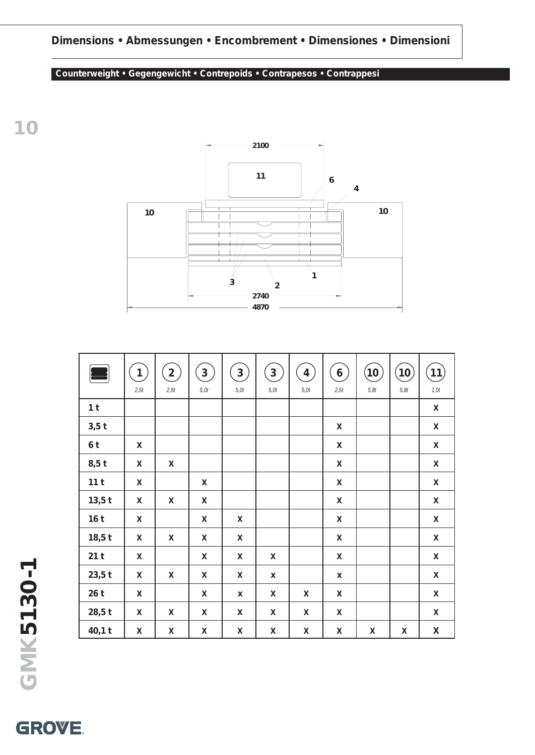## Dimensions • Abmessungen • Encombrement • Dimensiones • Dimensioni

### Counterweight • Gegengewicht • Contrepoids • Contrapesos • Contrappesi

2100

11

6

4

10

10

3

2

1

2740

4870

| | 1 *2,5t* | 2 *2,5t* | 3 *5,0t* | 3 *5,0t* | 3 *5,0t* | 4 *5,0t* | 6 *2,5t* | 10 *5,8t* | 10 *5,8t* | 11 *1,0t* |
|---|---|---|---|---|---|---|---|---|---|---|
| **1 t** | | | | | | | | | | X |
| **3,5 t** | | | | | | | X | | | X |
| **6 t** | X | | | | | | X | | | X |
| **8,5 t** | X | X | | | | | X | | | X |
| **11 t** | X | | X | | | | X | | | X |
| **13,5 t** | X | X | X | | | | X | | | X |
| **16 t** | X | | X | X | | | X | | | X |
| **18,5 t** | X | X | X | X | | | X | | | X |
| **21 t** | X | | X | X | X | | X | | | X |
| **23,5 t** | X | X | X | X | x | | x | | | X |
| **26 t** | X | | X | x | X | X | X | | | X |
| **28,5 t** | X | X | X | X | X | X | X | | | X |
| **40,1 t** | X | X | X | X | X | X | X | X | X | X |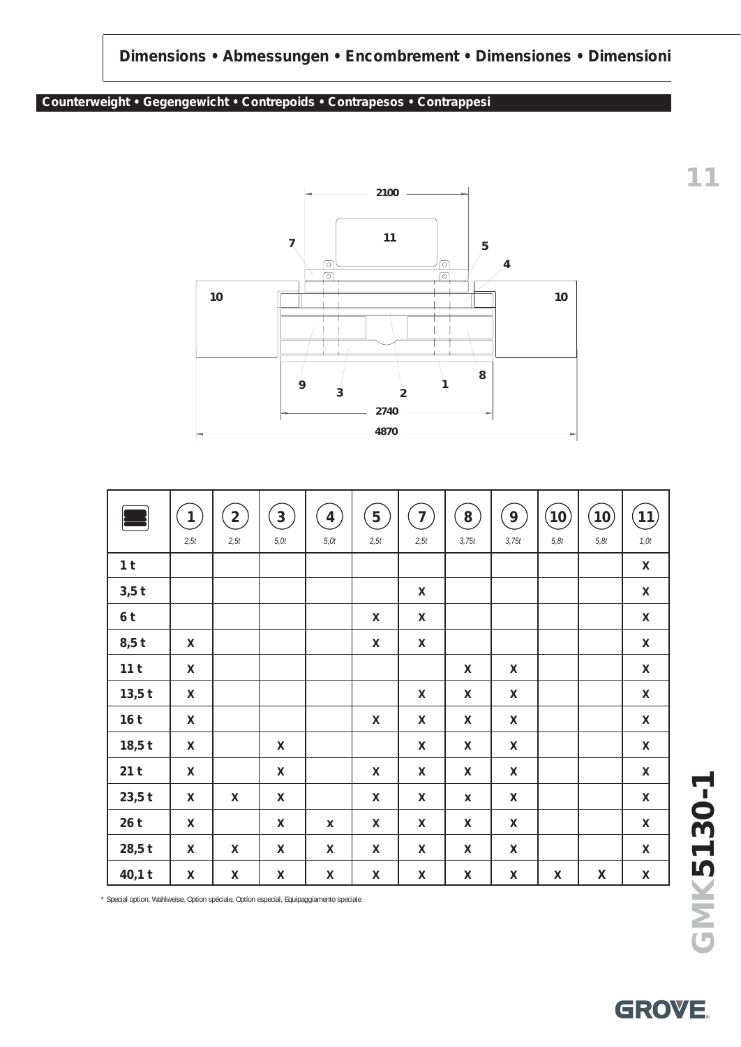## Dimensions • Abmessungen • Encombrement • Dimensiones • Dimensioni

### Counterweight • Gegengewicht • Contrepoids • Contrapesos • Contrappesi

2100

11

7 5 4

10 10

9 3 2 1 8

2740

4870

| | 1 (2,5t) | 2 (2,5t) | 3 (5,0t) | 4 (5,0t) | 5 (2,5t) | 7 (2,5t) | 8 (3,75t) | 9 (3,75t) | 10 (5,8t) | 10 (5,8t) | 11 (1,0t) |
|---|---|---|---|---|---|---|---|---|---|---|---|
| 1 t | | | | | | | | | | | X |
| 3,5 t | | | | | | X | | | | | X |
| 6 t | | | | | X | X | | | | | X |
| 8,5 t | X | | | | X | X | | | | | X |
| 11 t | X | | | | | | X | X | | | X |
| 13,5 t | X | | | | | X | X | X | | | X |
| 16 t | X | | | | X | X | X | X | | | X |
| 18,5 t | X | | X | | | X | X | X | | | X |
| 21 t | X | | X | | X | X | X | X | | | X |
| 23,5 t | X | X | X | | X | X | x | X | | | X |
| 26 t | X | | X | x | X | X | X | X | | | X |
| 28,5 t | X | X | X | X | X | X | X | X | | | X |
| 40,1 t | X | X | X | X | X | X | X | X | X | X | X |

* Special option, Wahlweise, Option spéciale, Opción especial, Equipaggiamento speciale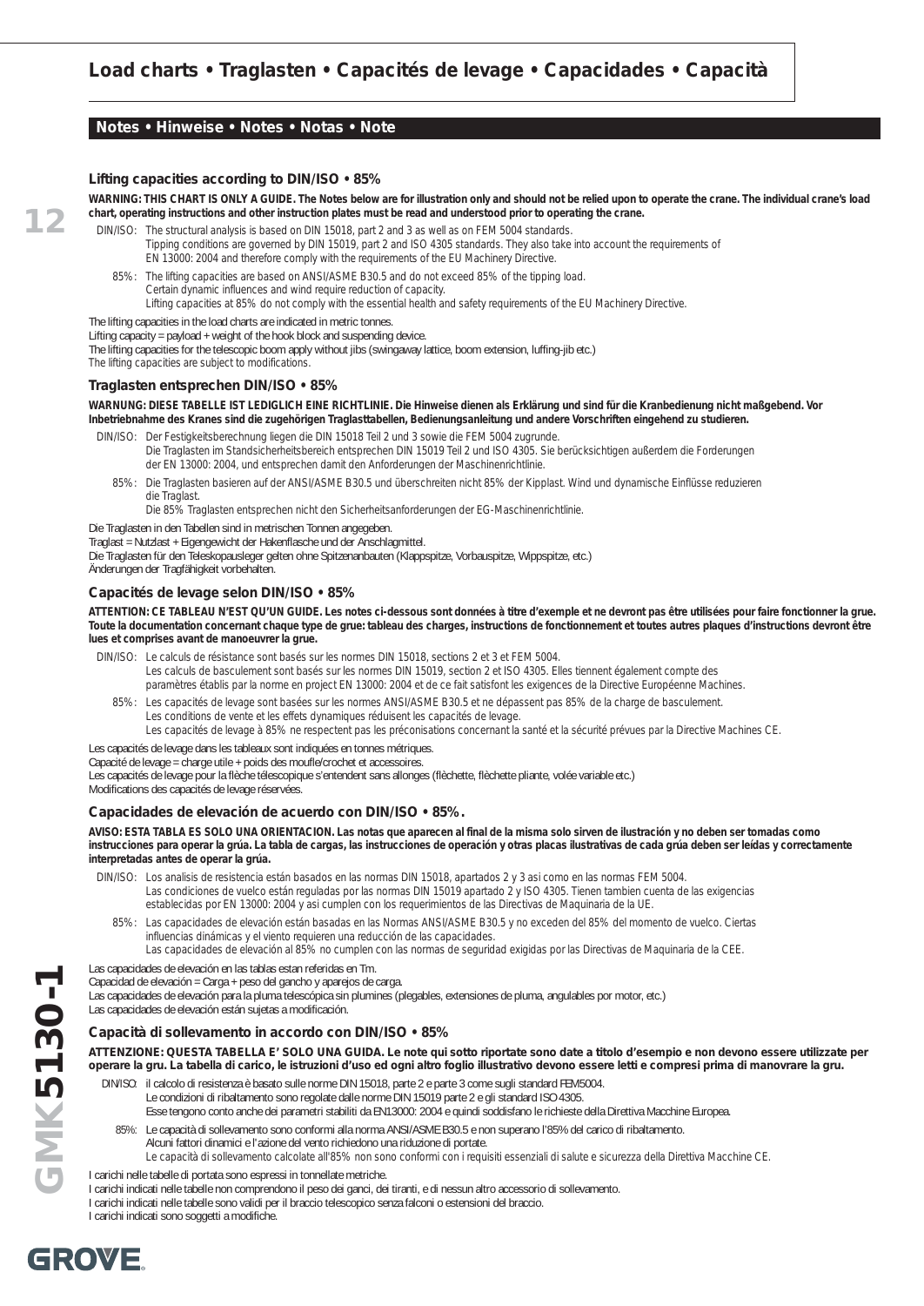# Load charts • Traglasten • Capacités de levage • Capacidades • Capacità

## Notes • Hinweise • Notes • Notas • Note

### Lifting capacities according to DIN/ISO • 85%

**WARNING: THIS CHART IS ONLY A GUIDE. The Notes below are for illustration only and should not be relied upon to operate the crane. The individual crane's load chart, operating instructions and other instruction plates must be read and understood prior to operating the crane.**

DIN/ISO: The structural analysis is based on DIN 15018, part 2 and 3 as well as on FEM 5004 standards.
Tipping conditions are governed by DIN 15019, part 2 and ISO 4305 standards. They also take into account the requirements of EN 13000: 2004 and therefore comply with the requirements of the EU Machinery Directive.

85%: The lifting capacities are based on ANSI/ASME B30.5 and do not exceed 85% of the tipping load.
Certain dynamic influences and wind require reduction of capacity.
Lifting capacities at 85% do not comply with the essential health and safety requirements of the EU Machinery Directive.

The lifting capacities in the load charts are indicated in metric tonnes.
Lifting capacity = payload + weight of the hook block and suspending device.
The lifting capacities for the telescopic boom apply without jibs (swingaway lattice, boom extension, luffing-jib etc.)
The lifting capacities are subject to modifications.

### Traglasten entsprechen DIN/ISO • 85%

**WARNUNG: DIESE TABELLE IST LEDIGLICH EINE RICHTLINIE. Die Hinweise dienen als Erklärung und sind für die Kranbedienung nicht maßgebend. Vor Inbetriebnahme des Kranes sind die zugehörigen Traglasttabellen, Bedienungsanleitung und andere Vorschriften eingehend zu studieren.**

DIN/ISO: Der Festigkeitsberechnung liegen die DIN 15018 Teil 2 und 3 sowie die FEM 5004 zugrunde.
Die Traglasten im Standsicherheitsbereich entsprechen DIN 15019 Teil 2 und ISO 4305. Sie berücksichtigen außerdem die Forderungen der EN 13000: 2004, und entsprechen damit den Anforderungen der Maschinenrichtlinie.

85%: Die Traglasten basieren auf der ANSI/ASME B30.5 und überschreiten nicht 85% der Kipplast. Wind und dynamische Einflüsse reduzieren die Traglast.
Die 85% Traglasten entsprechen nicht den Sicherheitsanforderungen der EG-Maschinenrichtlinie.

Die Traglasten in den Tabellen sind in metrischen Tonnen angegeben.
Traglast = Nutzlast + Eigengewicht der Hakenflasche und der Anschlagmittel.
Die Traglasten für den Teleskopausleger gelten ohne Spitzenanbauten (Klappspitze, Vorbauspitze, Wippspitze, etc.)
Änderungen der Tragfähigkeit vorbehalten.

### Capacités de levage selon DIN/ISO • 85%

**ATTENTION: CE TABLEAU N'EST QU'UN GUIDE. Les notes ci-dessous sont données à titre d'exemple et ne devront pas être utilisées pour faire fonctionner la grue. Toute la documentation concernant chaque type de grue: tableau des charges, instructions de fonctionnement et toutes autres plaques d'instructions devront être lues et comprises avant de manoeuvrer la grue.**

DIN/ISO: Le calculs de résistance sont basés sur les normes DIN 15018, sections 2 et 3 et FEM 5004.
Les calculs de basculement sont basés sur les normes DIN 15019, section 2 et ISO 4305. Elles tiennent également compte des paramètres établis par la norme en project EN 13000: 2004 et de ce fait satisfont les exigences de la Directive Européenne Machines.

85%: Les capacités de levage sont basées sur les normes ANSI/ASME B30.5 et ne dépassent pas 85% de la charge de basculement.
Les conditions de vente et les effets dynamiques réduisent les capacités de levage.
Les capacités de levage à 85% ne respectent pas les préconisations concernant la santé et la sécurité prévues par la Directive Machines CE.

Les capacités de levage dans les tableaux sont indiquées en tonnes métriques.
Capacité de levage = charge utile + poids des moufle/crochet et accessoires.
Les capacités de levage pour la flèche télescopique s'entendent sans allonges (flèchette, flèchette pliante, volée variable etc.)
Modifications des capacités de levage réservées.

### Capacidades de elevación de acuerdo con DIN/ISO • 85%.

**AVISO: ESTA TABLA ES SOLO UNA ORIENTACION. Las notas que aparecen al final de la misma solo sirven de ilustración y no deben ser tomadas como instrucciones para operar la grúa. La tabla de cargas, las instrucciones de operación y otras placas ilustrativas de cada grúa deben ser leídas y correctamente interpretadas antes de operar la grúa.**

DIN/ISO: Los analisis de resistencia están basados en las normas DIN 15018, apartados 2 y 3 asi como en las normas FEM 5004.
Las condiciones de vuelco están reguladas por las normas DIN 15019 apartado 2 y ISO 4305. Tienen tambien cuenta de las exigencias establecidas por EN 13000: 2004 y asi cumplen con los requerimientos de las Directivas de Maquinaria de la UE.

85%: Las capacidades de elevación están basadas en las Normas ANSI/ASME B30.5 y no exceden del 85% del momento de vuelco. Ciertas influencias dinámicas y el viento requieren una reducción de las capacidades.
Las capacidades de elevación al 85% no cumplen con las normas de seguridad exigidas por las Directivas de Maquinaria de la CEE.

Las capacidades de elevación en las tablas estan referidas en Tm.
Capacidad de elevación = Carga + peso del gancho y aparejos de carga.
Las capacidades de elevación para la pluma telescópica sin plumines (plegables, extensiones de pluma, angulables por motor, etc.)
Las capacidades de elevación están sujetas a modificación.

### Capacità di sollevamento in accordo con DIN/ISO • 85%

**ATTENZIONE: QUESTA TABELLA E' SOLO UNA GUIDA. Le note qui sotto riportate sono date a titolo d'esempio e non devono essere utilizzate per operare la gru. La tabella di carico, le istruzioni d'uso ed ogni altro foglio illustrativo devono essere letti e compresi prima di manovrare la gru.**

DIN/ISO: il calcolo di resistenza è basato sulle norme DIN 15018, parte 2 e parte 3 come sugli standard FEM5004.
Le condizioni di ribaltamento sono regolate dalle norme DIN 15019 parte 2 e gli standard ISO 4305.
Esse tengono conto anche dei parametri stabiliti da EN13000: 2004 e quindi soddisfano le richieste della Direttiva Macchine Europea.

85%: Le capacità di sollevamento sono conformi alla norma ANSI/ASME B30.5 e non superano l'85% del carico di ribaltamento.
Alcuni fattori dinamici e l'azione del vento richiedono una riduzione di portate.
Le capacità di sollevamento calcolate all'85% non sono conformi con i requisiti essenziali di salute e sicurezza della Direttiva Macchine CE.

I carichi nelle tabelle di portata sono espressi in tonnellate metriche.
I carichi indicati nelle tabelle non comprendono il peso dei ganci, dei tiranti, e di nessun altro accessorio di sollevamento.
I carichi indicati nelle tabelle sono validi per il braccio telescopico senza falconi o estensioni del braccio.
I carichi indicati sono soggetti a modifiche.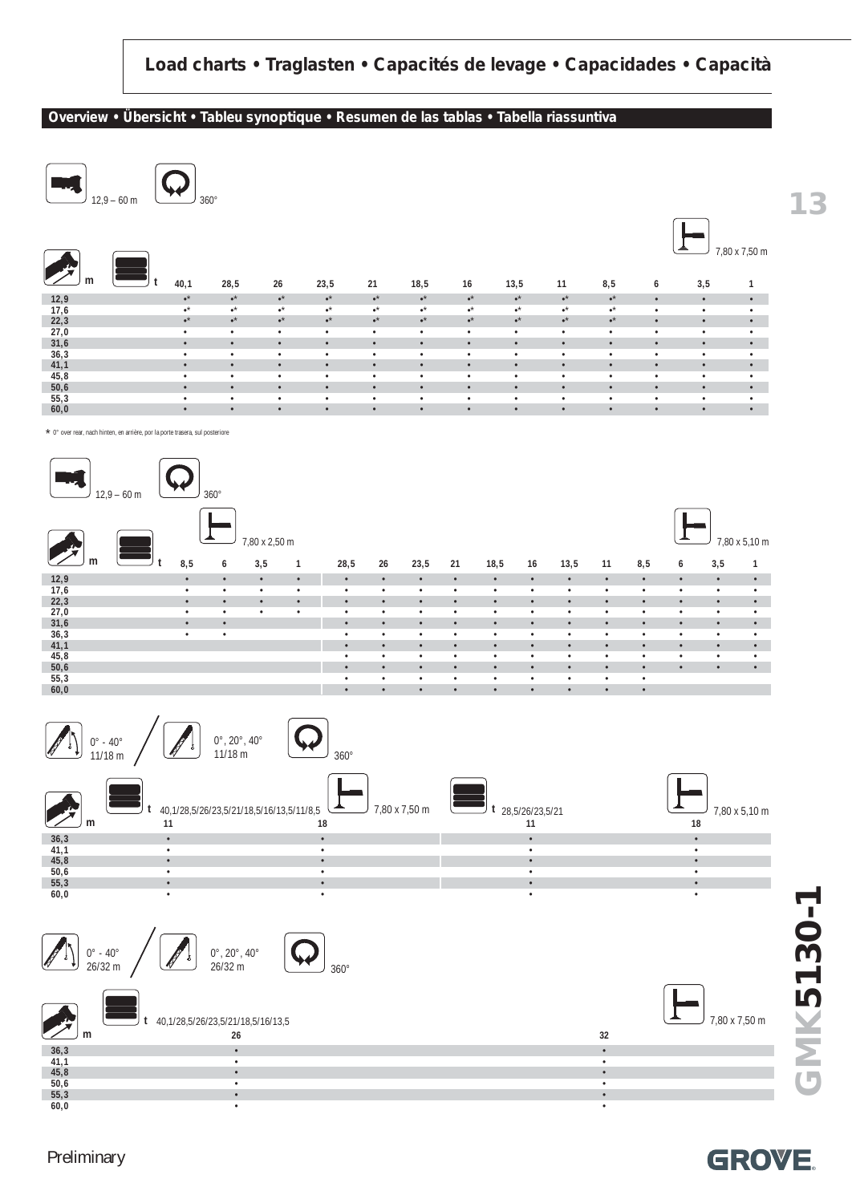# Load charts • Traglasten • Capacités de levage • Capacidades • Capacità

## Overview • Übersicht • Tableu synoptique • Resumen de las tablas • Tabella riassuntiva

12,9 – 60 m | 360° | 7,80 x 7,50 m

| m \ t | 40,1 | 28,5 | 26 | 23,5 | 21 | 18,5 | 16 | 13,5 | 11 | 8,5 | 6 | 3,5 | 1 |
|---|---|---|---|---|---|---|---|---|---|---|---|---|---|
| 12,9 | •* | •* | •* | •* | •* | •* | •* | •* | •* | •* | • | • | • |
| 17,6 | •* | •* | •* | •* | •* | •* | •* | •* | •* | •* | • | • | • |
| 22,3 | •* | •* | •* | •* | •* | •* | •* | •* | •* | •* | • | • | • |
| 27,0 | • | • | • | • | • | • | • | • | • | • | • | • | • |
| 31,6 | • | • | • | • | • | • | • | • | • | • | • | • | • |
| 36,3 | • | • | • | • | • | • | • | • | • | • | • | • | • |
| 41,1 | • | • | • | • | • | • | • | • | • | • | • | • | • |
| 45,8 | • | • | • | • | • | • | • | • | • | • | • | • | • |
| 50,6 | • | • | • | • | • | • | • | • | • | • | • | • | • |
| 55,3 | • | • | • | • | • | • | • | • | • | • | • | • | • |
| 60,0 | • | • | • | • | • | • | • | • | • | • | • | • | • |

\* 0° over rear, nach hinten, en arrière, por la porte trasera, sul posteriore

12,9 – 60 m | 360°

| m \ t | 7,80 x 2,50 m: 8,5 | 6 | 3,5 | 1 | 7,80 x 5,10 m: 28,5 | 26 | 23,5 | 21 | 18,5 | 16 | 13,5 | 11 | 8,5 | 6 | 3,5 | 1 |
|---|---|---|---|---|---|---|---|---|---|---|---|---|---|---|---|---|
| 12,9 | • | • | • | • | • | • | • | • | • | • | • | • | • | • | • | • |
| 17,6 | • | • | • | • | • | • | • | • | • | • | • | • | • | • | • | • |
| 22,3 | • | • | • | • | • | • | • | • | • | • | • | • | • | • | • | • |
| 27,0 | • | • | • | • | • | • | • | • | • | • | • | • | • | • | • | • |
| 31,6 | • | • | | | • | • | • | • | • | • | • | • | • | • | • | • |
| 36,3 | • | • | | | • | • | • | • | • | • | • | • | • | • | • | • |
| 41,1 | | | | | • | • | • | • | • | • | • | • | • | • | • | • |
| 45,8 | | | | | • | • | • | • | • | • | • | • | • | • | • | • |
| 50,6 | | | | | • | • | • | • | • | • | • | • | • | • | • | • |
| 55,3 | | | | | • | • | • | • | • | • | • | • | • | | | |
| 60,0 | | | | | • | • | • | • | • | • | • | • | • | | | |

0° - 40° 11/18 m / 0°, 20°, 40° 11/18 m | 360°

| m | t 40,1/28,5/26/23,5/21/18,5/16/13,5/11/8,5 (7,80 x 7,50 m): 11 | 18 | t 28,5/26/23,5/21 (7,80 x 5,10 m): 11 | 18 |
|---|---|---|---|---|
| 36,3 | • | • | • | • |
| 41,1 | • | • | • | • |
| 45,8 | • | • | • | • |
| 50,6 | • | • | • | • |
| 55,3 | • | • | • | • |
| 60,0 | • | • | • | • |

0° - 40° 26/32 m / 0°, 20°, 40° 26/32 m | 360° | 7,80 x 7,50 m

| m | t 40,1/28,5/26/23,5/21/18,5/16/13,5: 26 | 32 |
|---|---|---|
| 36,3 | • | • |
| 41,1 | • | • |
| 45,8 | • | • |
| 50,6 | • | • |
| 55,3 | • | • |
| 60,0 | • | • |

Preliminary

GMK5130-1

GROVE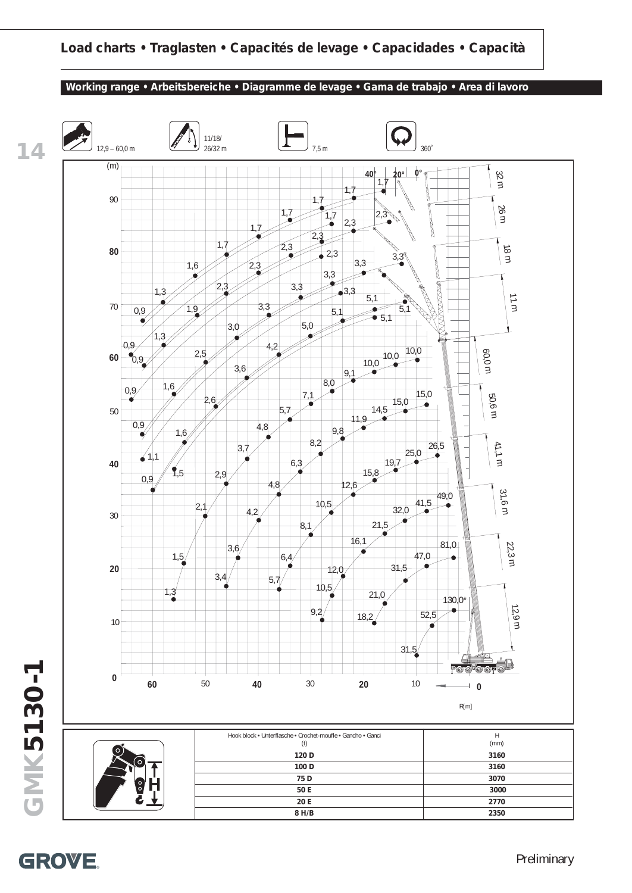## Load charts • Traglasten • Capacités de levage • Capacidades • Capacità

**Working range • Arbeitsbereiche • Diagramme de levage • Gama de trabajo • Area di lavoro**

12,9 – 60,0 m | 11/18/26/32 m | 7,5 m | 360°

| Hook block • Unterflasche • Crochet-moufle • Gancho • Ganci (t) | H (mm) |
|---|---|
| 120 D | 3160 |
| 100 D | 3160 |
| 75 D | 3070 |
| 50 E | 3000 |
| 20 E | 2770 |
| 8 H/B | 2350 |

Preliminary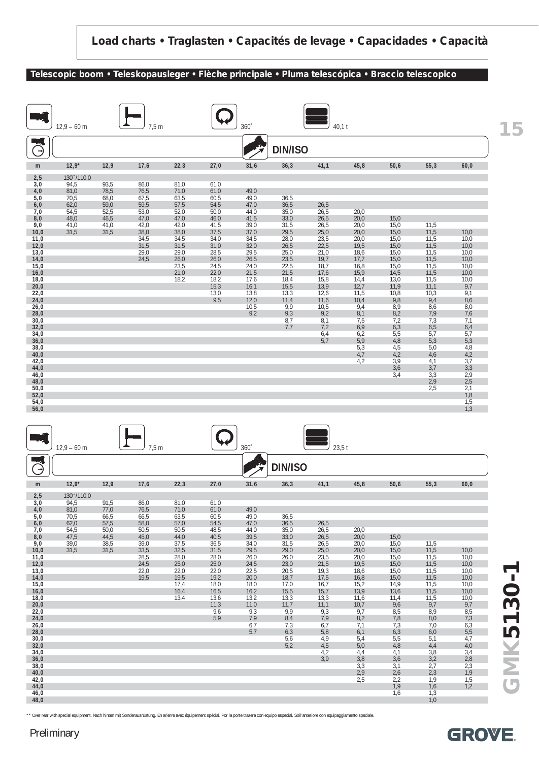# Load charts • Traglasten • Capacités de levage • Capacidades • Capacità

## Telescopic boom • Teleskopausleger • Flèche principale • Pluma telescópica • Braccio telescopico

12,9 – 60 m | 7,5 m | 360° | 40,1 t | DIN/ISO

| m | 12,9* | 12,9 | 17,6 | 22,3 | 27,0 | 31,6 | 36,3 | 41,1 | 45,8 | 50,6 | 55,3 | 60,0 |
|---|---|---|---|---|---|---|---|---|---|---|---|---|
| 2,5 | 130**/110,0 | | | | | | | | | | | |
| 3,0 | 94,5 | 93,5 | 86,0 | 81,0 | 61,0 | | | | | | | |
| 4,0 | 81,0 | 78,5 | 76,5 | 71,0 | 61,0 | 49,0 | | | | | | |
| 5,0 | 70,5 | 68,0 | 67,5 | 63,5 | 60,5 | 49,0 | 36,5 | | | | | |
| 6,0 | 62,0 | 59,0 | 59,5 | 57,5 | 54,5 | 47,0 | 36,5 | 26,5 | | | | |
| 7,0 | 54,5 | 52,5 | 53,0 | 52,0 | 50,0 | 44,0 | 35,0 | 26,5 | 20,0 | | | |
| 8,0 | 48,0 | 46,5 | 47,0 | 47,0 | 46,0 | 41,5 | 33,0 | 26,5 | 20,0 | 15,0 | | |
| 9,0 | 41,0 | 41,0 | 42,0 | 42,0 | 41,5 | 39,0 | 31,5 | 26,5 | 20,0 | 15,0 | 11,5 | |
| 10,0 | 31,5 | 31,5 | 38,0 | 38,0 | 37,5 | 37,0 | 29,5 | 25,0 | 20,0 | 15,0 | 11,5 | 10,0 |
| 11,0 | | | 34,5 | 34,5 | 34,0 | 34,5 | 28,0 | 23,5 | 20,0 | 15,0 | 11,5 | 10,0 |
| 12,0 | | | 31,5 | 31,5 | 31,0 | 32,0 | 26,5 | 22,5 | 19,5 | 15,0 | 11,5 | 10,0 |
| 13,0 | | | 29,0 | 29,0 | 28,5 | 29,5 | 25,0 | 21,0 | 18,6 | 15,0 | 11,5 | 10,0 |
| 14,0 | | | 24,5 | 26,0 | 26,0 | 26,5 | 23,5 | 19,7 | 17,7 | 15,0 | 11,5 | 10,0 |
| 15,0 | | | | 23,5 | 24,5 | 24,0 | 22,5 | 18,7 | 16,8 | 15,0 | 11,5 | 10,0 |
| 16,0 | | | | 21,0 | 22,0 | 21,5 | 21,5 | 17,6 | 15,9 | 14,5 | 11,5 | 10,0 |
| 18,0 | | | | 18,2 | 18,2 | 17,6 | 18,4 | 15,8 | 14,4 | 13,0 | 11,5 | 10,0 |
| 20,0 | | | | | 15,3 | 16,1 | 15,5 | 13,9 | 12,7 | 11,9 | 11,1 | 9,7 |
| 22,0 | | | | | 13,0 | 13,8 | 13,3 | 12,6 | 11,5 | 10,8 | 10,3 | 9,1 |
| 24,0 | | | | | 9,5 | 12,0 | 11,4 | 11,6 | 10,4 | 9,8 | 9,4 | 8,6 |
| 26,0 | | | | | | 10,5 | 9,9 | 10,5 | 9,4 | 8,9 | 8,6 | 8,0 |
| 28,0 | | | | | | 9,2 | 9,3 | 9,2 | 8,1 | 8,2 | 7,9 | 7,6 |
| 30,0 | | | | | | | 8,7 | 8,1 | 7,5 | 7,2 | 7,3 | 7,1 |
| 32,0 | | | | | | | 7,7 | 7,2 | 6,9 | 6,3 | 6,5 | 6,4 |
| 34,0 | | | | | | | | 6,4 | 6,2 | 5,5 | 5,7 | 5,7 |
| 36,0 | | | | | | | | 5,7 | 5,9 | 4,8 | 5,3 | 5,3 |
| 38,0 | | | | | | | | | 5,3 | 4,5 | 5,0 | 4,8 |
| 40,0 | | | | | | | | | 4,7 | 4,2 | 4,6 | 4,2 |
| 42,0 | | | | | | | | | 4,2 | 3,9 | 4,1 | 3,7 |
| 44,0 | | | | | | | | | | 3,6 | 3,7 | 3,3 |
| 46,0 | | | | | | | | | | 3,4 | 3,3 | 2,9 |
| 48,0 | | | | | | | | | | | 2,9 | 2,5 |
| 50,0 | | | | | | | | | | | 2,5 | 2,1 |
| 52,0 | | | | | | | | | | | | 1,8 |
| 54,0 | | | | | | | | | | | | 1,5 |
| 56,0 | | | | | | | | | | | | 1,3 |

12,9 – 60 m | 7,5 m | 360° | 23,5 t | DIN/ISO

| m | 12,9* | 12,9 | 17,6 | 22,3 | 27,0 | 31,6 | 36,3 | 41,1 | 45,8 | 50,6 | 55,3 | 60,0 |
|---|---|---|---|---|---|---|---|---|---|---|---|---|
| 2,5 | 130**/110,0 | | | | | | | | | | | |
| 3,0 | 94,5 | 91,5 | 86,0 | 81,0 | 61,0 | | | | | | | |
| 4,0 | 81,0 | 77,0 | 76,5 | 71,0 | 61,0 | 49,0 | | | | | | |
| 5,0 | 70,5 | 66,5 | 66,5 | 63,5 | 60,5 | 49,0 | 36,5 | | | | | |
| 6,0 | 62,0 | 57,5 | 58,0 | 57,0 | 54,5 | 47,0 | 36,5 | 26,5 | | | | |
| 7,0 | 54,5 | 50,0 | 50,5 | 50,5 | 48,5 | 44,0 | 35,0 | 26,5 | 20,0 | | | |
| 8,0 | 47,5 | 44,5 | 45,0 | 44,0 | 40,5 | 39,5 | 33,0 | 26,5 | 20,0 | 15,0 | | |
| 9,0 | 39,0 | 38,5 | 39,0 | 37,5 | 36,5 | 34,0 | 31,5 | 26,5 | 20,0 | 15,0 | 11,5 | |
| 10,0 | 31,5 | 31,5 | 33,5 | 32,5 | 31,5 | 29,5 | 29,0 | 25,0 | 20,0 | 15,0 | 11,5 | 10,0 |
| 11,0 | | | 28,5 | 28,0 | 28,0 | 26,0 | 26,0 | 23,5 | 20,0 | 15,0 | 11,5 | 10,0 |
| 12,0 | | | 24,5 | 25,0 | 25,0 | 24,5 | 23,0 | 21,5 | 19,5 | 15,0 | 11,5 | 10,0 |
| 13,0 | | | 22,0 | 22,0 | 22,0 | 22,5 | 20,5 | 19,3 | 18,6 | 15,0 | 11,5 | 10,0 |
| 14,0 | | | 19,5 | 19,5 | 19,2 | 20,0 | 18,7 | 17,5 | 16,8 | 15,0 | 11,5 | 10,0 |
| 15,0 | | | | 17,4 | 18,0 | 18,0 | 17,0 | 16,7 | 15,2 | 14,9 | 11,5 | 10,0 |
| 16,0 | | | | 16,4 | 16,5 | 16,2 | 15,5 | 15,7 | 13,9 | 13,6 | 11,5 | 10,0 |
| 18,0 | | | | 13,4 | 13,6 | 13,2 | 13,3 | 13,3 | 11,6 | 11,4 | 11,5 | 10,0 |
| 20,0 | | | | | 11,3 | 11,0 | 11,7 | 11,1 | 10,7 | 9,6 | 9,7 | 9,7 |
| 22,0 | | | | | 9,6 | 9,3 | 9,9 | 9,3 | 9,7 | 8,5 | 8,9 | 8,5 |
| 24,0 | | | | | 5,9 | 7,9 | 8,4 | 7,9 | 8,2 | 7,8 | 8,0 | 7,3 |
| 26,0 | | | | | | 6,7 | 7,3 | 6,7 | 7,1 | 7,3 | 7,0 | 6,3 |
| 28,0 | | | | | | 5,7 | 6,3 | 5,8 | 6,1 | 6,3 | 6,0 | 5,5 |
| 30,0 | | | | | | | 5,6 | 4,9 | 5,4 | 5,5 | 5,1 | 4,7 |
| 32,0 | | | | | | | 5,2 | 4,5 | 5,0 | 4,8 | 4,4 | 4,0 |
| 34,0 | | | | | | | | 4,2 | 4,4 | 4,1 | 3,8 | 3,4 |
| 36,0 | | | | | | | | 3,9 | 3,8 | 3,6 | 3,2 | 2,8 |
| 38,0 | | | | | | | | | 3,3 | 3,1 | 2,7 | 2,3 |
| 40,0 | | | | | | | | | 2,9 | 2,6 | 2,3 | 1,9 |
| 42,0 | | | | | | | | | 2,5 | 2,2 | 1,9 | 1,5 |
| 44,0 | | | | | | | | | | 1,9 | 1,6 | 1,2 |
| 46,0 | | | | | | | | | | 1,6 | 1,3 | |
| 48,0 | | | | | | | | | | | 1,0 | |

** Over rear with special equipment. Nach hinten mit Sonderausrüstung. En arierre avec équipement spécial. Por la porte trasera con equipo especial. Soll'anteriore con equipaggiamento speciale.

Preliminary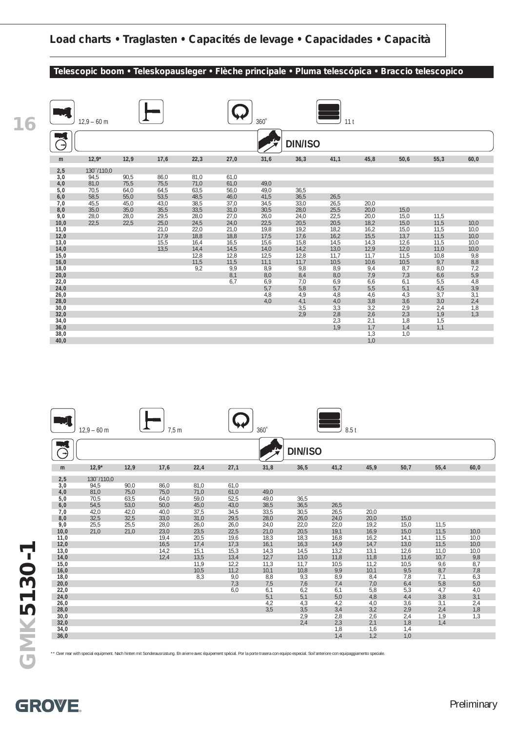## Load charts • Traglasten • Capacités de levage • Capacidades • Capacità

### Telescopic boom • Teleskopausleger • Flèche principale • Pluma telescópica • Braccio telescopico

12,9 – 60 m | 360° | 11 t | DIN/ISO

| m | 12,9* | 12,9 | 17,6 | 22,3 | 27,0 | 31,6 | 36,3 | 41,1 | 45,8 | 50,6 | 55,3 | 60,0 |
|---|---|---|---|---|---|---|---|---|---|---|---|---|
| 2,5 | 130**/110,0 | | | | | | | | | | | |
| 3,0 | 94,5 | 90,5 | 86,0 | 81,0 | 61,0 | | | | | | | |
| 4,0 | 81,0 | 75,5 | 75,5 | 71,0 | 61,0 | 49,0 | | | | | | |
| 5,0 | 70,5 | 64,0 | 64,5 | 63,5 | 56,0 | 49,0 | 36,5 | | | | | |
| 6,0 | 58,5 | 55,0 | 53,5 | 48,5 | 46,0 | 41,5 | 36,5 | 26,5 | | | | |
| 7,0 | 45,5 | 45,0 | 43,0 | 38,5 | 37,0 | 34,5 | 33,0 | 26,5 | 20,0 | | | |
| 8,0 | 35,0 | 35,0 | 35,5 | 33,5 | 31,0 | 30,5 | 28,0 | 25,5 | 20,0 | 15,0 | | |
| 9,0 | 28,0 | 28,0 | 29,5 | 28,0 | 27,0 | 26,0 | 24,0 | 22,5 | 20,0 | 15,0 | 11,5 | |
| 10,0 | 22,5 | 22,5 | 25,0 | 24,5 | 24,0 | 22,5 | 20,5 | 20,5 | 18,2 | 15,0 | 11,5 | 10,0 |
| 11,0 | | | 21,0 | 22,0 | 21,0 | 19,8 | 19,2 | 18,2 | 16,2 | 15,0 | 11,5 | 10,0 |
| 12,0 | | | 17,9 | 18,8 | 18,8 | 17,5 | 17,6 | 16,2 | 15,5 | 13,7 | 11,5 | 10,0 |
| 13,0 | | | 15,5 | 16,4 | 16,5 | 15,6 | 15,8 | 14,5 | 14,3 | 12,6 | 11,5 | 10,0 |
| 14,0 | | | 13,5 | 14,4 | 14,5 | 14,0 | 14,2 | 13,0 | 12,9 | 12,0 | 11,0 | 10,0 |
| 15,0 | | | | 12,8 | 12,8 | 12,5 | 12,8 | 11,7 | 11,7 | 11,5 | 10,8 | 9,8 |
| 16,0 | | | | 11,5 | 11,5 | 11,1 | 11,7 | 10,5 | 10,6 | 10,5 | 9,7 | 8,8 |
| 18,0 | | | | 9,2 | 9,9 | 8,9 | 9,8 | 8,9 | 9,4 | 8,7 | 8,0 | 7,2 |
| 20,0 | | | | | 8,1 | 8,0 | 8,4 | 8,0 | 7,9 | 7,3 | 6,6 | 5,9 |
| 22,0 | | | | | 6,7 | 6,9 | 7,0 | 6,9 | 6,6 | 6,1 | 5,5 | 4,8 |
| 24,0 | | | | | | 5,7 | 5,8 | 5,7 | 5,5 | 5,1 | 4,5 | 3,9 |
| 26,0 | | | | | | 4,8 | 4,9 | 4,8 | 4,6 | 4,3 | 3,7 | 3,1 |
| 28,0 | | | | | | 4,0 | 4,1 | 4,0 | 3,8 | 3,6 | 3,0 | 2,4 |
| 30,0 | | | | | | | 3,5 | 3,3 | 3,2 | 2,9 | 2,4 | 1,8 |
| 32,0 | | | | | | | 2,9 | 2,8 | 2,6 | 2,3 | 1,9 | 1,3 |
| 34,0 | | | | | | | | 2,3 | 2,1 | 1,8 | 1,5 | |
| 36,0 | | | | | | | | 1,9 | 1,7 | 1,4 | 1,1 | |
| 38,0 | | | | | | | | | 1,3 | 1,0 | | |
| 40,0 | | | | | | | | | 1,0 | | | |

12,9 – 60 m | 7,5 m | 360° | 8.5 t | DIN/ISO

| m | 12,9* | 12,9 | 17,6 | 22,4 | 27,1 | 31,8 | 36,5 | 41,2 | 45,9 | 50,7 | 55,4 | 60,0 |
|---|---|---|---|---|---|---|---|---|---|---|---|---|
| 2,5 | 130**/110,0 | | | | | | | | | | | |
| 3,0 | 94,5 | 90,0 | 86,0 | 81,0 | 61,0 | | | | | | | |
| 4,0 | 81,0 | 75,0 | 75,0 | 71,0 | 61,0 | 49,0 | | | | | | |
| 5,0 | 70,5 | 63,5 | 64,0 | 59,0 | 52,5 | 49,0 | 36,5 | | | | | |
| 6,0 | 54,5 | 53,0 | 50,0 | 45,0 | 43,0 | 38,5 | 36,5 | 26,5 | | | | |
| 7,0 | 42,0 | 42,0 | 40,0 | 37,5 | 34,5 | 33,5 | 30,5 | 26,5 | 20,0 | | | |
| 8,0 | 32,5 | 32,5 | 33,0 | 31,0 | 29,5 | 28,0 | 26,0 | 24,0 | 20,0 | 15,0 | | |
| 9,0 | 25,5 | 25,5 | 28,0 | 26,0 | 26,0 | 24,0 | 22,0 | 22,0 | 19,2 | 15,0 | 11,5 | |
| 10,0 | 21,0 | 21,0 | 23,0 | 23,5 | 22,5 | 21,0 | 20,5 | 19,1 | 16,9 | 15,0 | 11,5 | 10,0 |
| 11,0 | | | 19,4 | 20,5 | 19,6 | 18,3 | 18,3 | 16,8 | 16,2 | 14,1 | 11,5 | 10,0 |
| 12,0 | | | 16,5 | 17,4 | 17,3 | 16,1 | 16,3 | 14,9 | 14,7 | 13,0 | 11,5 | 10,0 |
| 13,0 | | | 14,2 | 15,1 | 15,3 | 14,3 | 14,5 | 13,2 | 13,1 | 12,6 | 11,0 | 10,0 |
| 14,0 | | | 12,4 | 13,5 | 13,4 | 12,7 | 13,0 | 11,8 | 11,8 | 11,6 | 10,7 | 9,8 |
| 15,0 | | | | 11,9 | 12,2 | 11,3 | 11,7 | 10,5 | 11,2 | 10,5 | 9,6 | 8,7 |
| 16,0 | | | | 10,5 | 11,2 | 10,1 | 10,8 | 9,9 | 10,1 | 9,5 | 8,7 | 7,8 |
| 18,0 | | | | 8,3 | 9,0 | 8,8 | 9,3 | 8,9 | 8,4 | 7,8 | 7,1 | 6,3 |
| 20,0 | | | | | 7,3 | 7,5 | 7,6 | 7,4 | 7,0 | 6,4 | 5,8 | 5,0 |
| 22,0 | | | | | 6,0 | 6,1 | 6,2 | 6,1 | 5,8 | 5,3 | 4,7 | 4,0 |
| 24,0 | | | | | | 5,1 | 5,1 | 5,0 | 4,8 | 4,4 | 3,8 | 3,1 |
| 26,0 | | | | | | 4,2 | 4,3 | 4,2 | 4,0 | 3,6 | 3,1 | 2,4 |
| 28,0 | | | | | | 3,5 | 3,5 | 3,4 | 3,2 | 2,9 | 2,4 | 1,8 |
| 30,0 | | | | | | | 2,9 | 2,8 | 2,6 | 2,4 | 1,9 | 1,3 |
| 32,0 | | | | | | | 2,4 | 2,3 | 2,1 | 1,8 | 1,4 | |
| 34,0 | | | | | | | | 1,8 | 1,6 | 1,4 | | |
| 36,0 | | | | | | | | 1,4 | 1,2 | 1,0 | | |

** Over rear with special equipment. Nach hinten mit Sonderausrüstung. En arierre avec équipement spécial. Por la porte trasera con equipo especial. Soil'anteriore con equipaggiamento speciale.

GMK5130-1

GROVE

Preliminary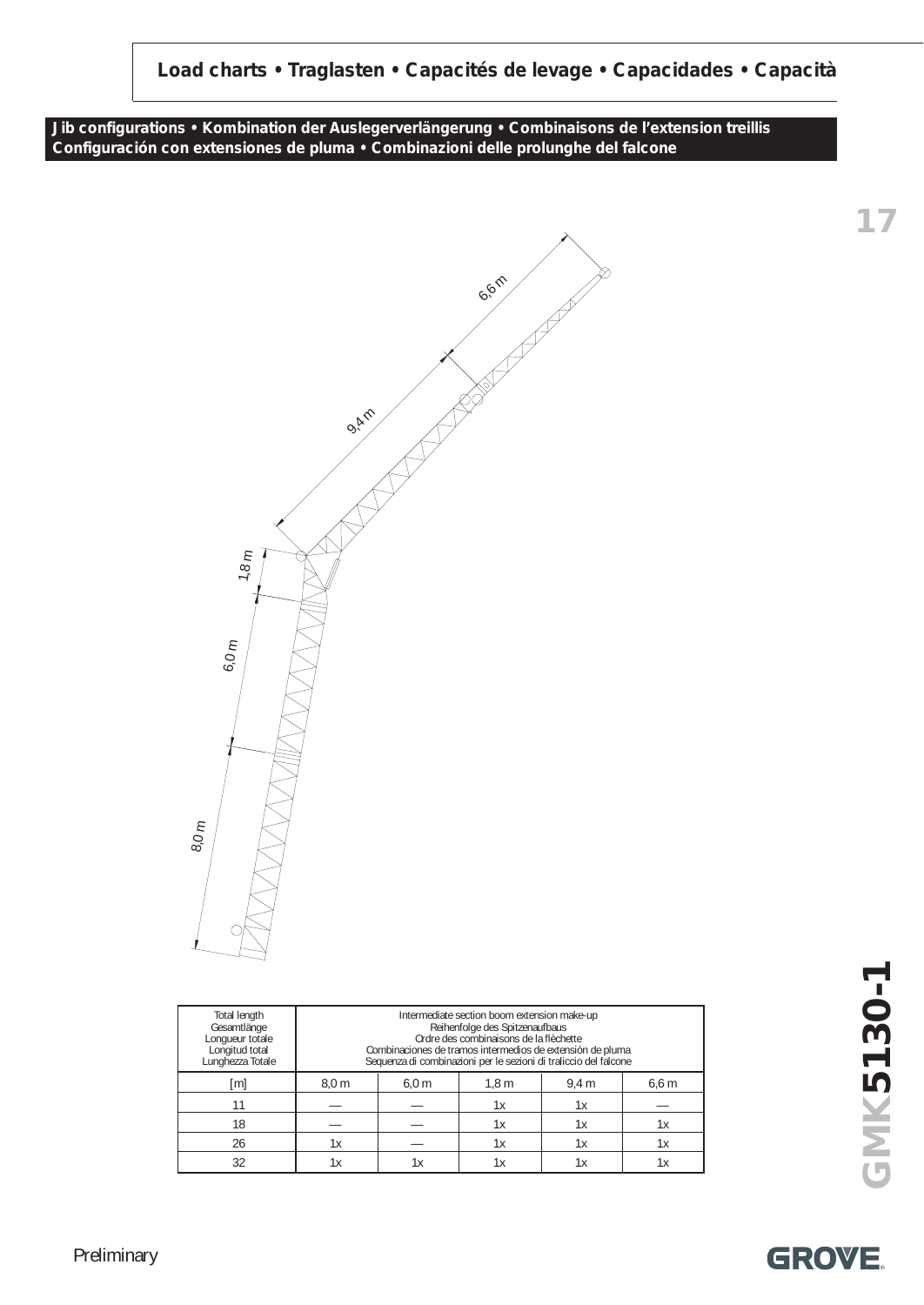## Load charts • Traglasten • Capacités de levage • Capacidades • Capacità

### Jib configurations • Kombination der Auslegerverlängerung • Combinaisons de l'extension treillis
### Configuración con extensiones de pluma • Combinazioni delle prolunghe del falcone

6,6 m

9,4 m

1,8 m

6,0 m

8,0 m

| Total length<br>Gesamtlänge<br>Longueur totale<br>Longitud total<br>Lunghezza Totale | Intermediate section boom extension make-up<br>Reihenfolge des Spitzenaufbaus<br>Ordre des combinaisons de la flèchette<br>Combinaciones de tramos intermedios de extensión de pluma<br>Sequenza di combinazioni per le sezioni di traliccio del falcone | | | | |
|---|---|---|---|---|---|
| [m] | 8,0 m | 6,0 m | 1,8 m | 9,4 m | 6,6 m |
| 11 | — | — | 1x | 1x | — |
| 18 | — | — | 1x | 1x | 1x |
| 26 | 1x | — | 1x | 1x | 1x |
| 32 | 1x | 1x | 1x | 1x | 1x |

Preliminary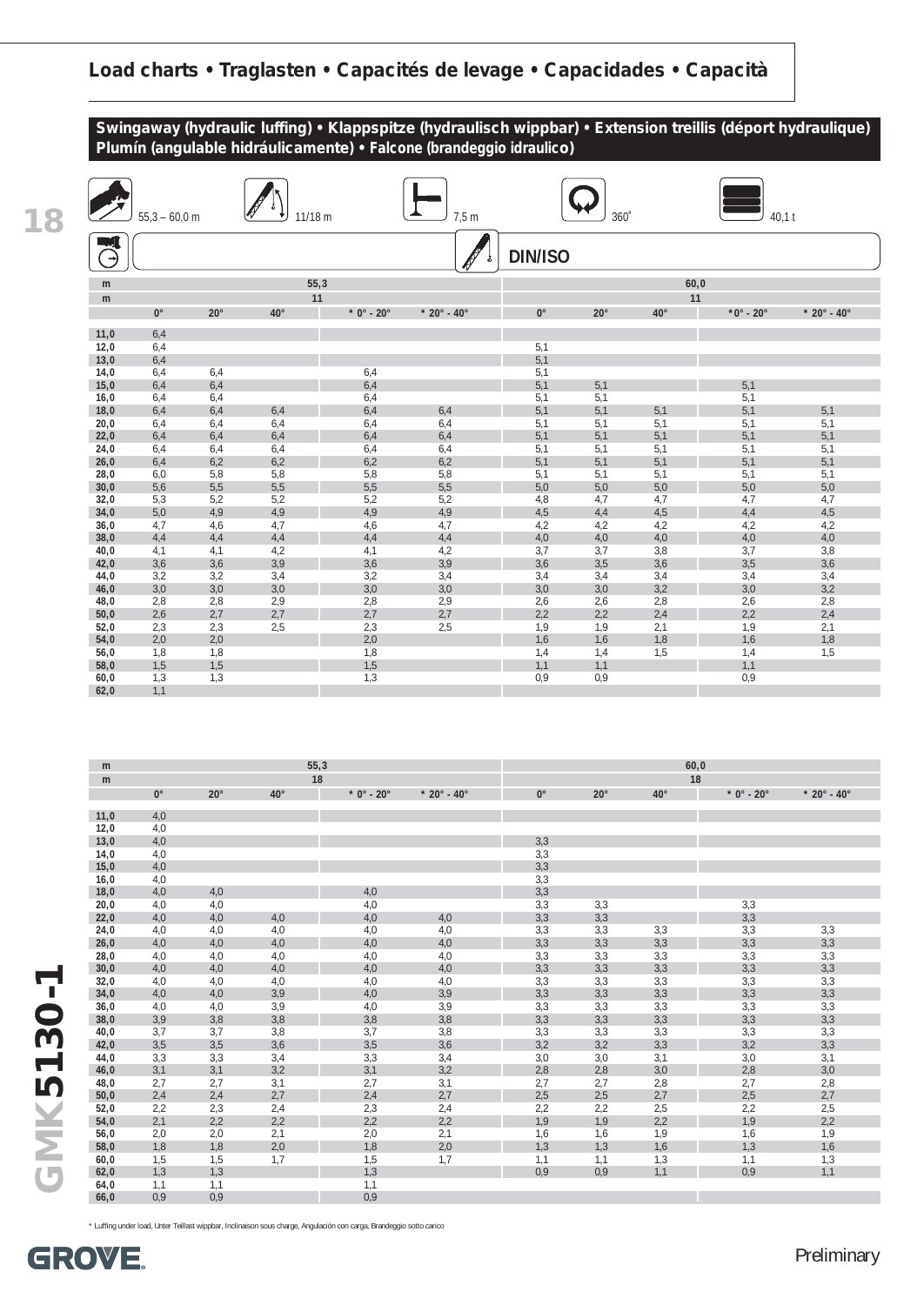## Load charts • Traglasten • Capacités de levage • Capacidades • Capacità

### Swingaway (hydraulic luffing) • Klappspitze (hydraulisch wippbar) • Extension treillis (déport hydraulique) Plumín (angulable hidráulicamente) • Falcone (brandeggio idraulico)

55,3 – 60,0 m | 11/18 m | 7,5 m | 360° | 40,1 t

DIN/ISO

| m | 55,3 | | | | | 60,0 | | | | |
|---|---|---|---|---|---|---|---|---|---|---|
| m | 11 | | | | | 11 | | | | |
| | 0° | 20° | 40° | * 0° - 20° | * 20° - 40° | 0° | 20° | 40° | * 0° - 20° | * 20° - 40° |
| 11,0 | 6,4 | | | | | | | | | |
| 12,0 | 6,4 | | | | | 5,1 | | | | |
| 13,0 | 6,4 | | | | | 5,1 | | | | |
| 14,0 | 6,4 | 6,4 | | 6,4 | | 5,1 | | | | |
| 15,0 | 6,4 | 6,4 | | 6,4 | | 5,1 | 5,1 | | 5,1 | |
| 16,0 | 6,4 | 6,4 | | 6,4 | | 5,1 | 5,1 | | 5,1 | |
| 18,0 | 6,4 | 6,4 | 6,4 | 6,4 | 6,4 | 5,1 | 5,1 | 5,1 | 5,1 | 5,1 |
| 20,0 | 6,4 | 6,4 | 6,4 | 6,4 | 6,4 | 5,1 | 5,1 | 5,1 | 5,1 | 5,1 |
| 22,0 | 6,4 | 6,4 | 6,4 | 6,4 | 6,4 | 5,1 | 5,1 | 5,1 | 5,1 | 5,1 |
| 24,0 | 6,4 | 6,4 | 6,4 | 6,4 | 6,4 | 5,1 | 5,1 | 5,1 | 5,1 | 5,1 |
| 26,0 | 6,4 | 6,2 | 6,2 | 6,2 | 6,2 | 5,1 | 5,1 | 5,1 | 5,1 | 5,1 |
| 28,0 | 6,0 | 5,8 | 5,8 | 5,8 | 5,8 | 5,1 | 5,1 | 5,1 | 5,1 | 5,1 |
| 30,0 | 5,6 | 5,5 | 5,5 | 5,5 | 5,5 | 5,0 | 5,0 | 5,0 | 5,0 | 5,0 |
| 32,0 | 5,3 | 5,2 | 5,2 | 5,2 | 5,2 | 4,8 | 4,7 | 4,7 | 4,7 | 4,7 |
| 34,0 | 5,0 | 4,9 | 4,9 | 4,9 | 4,9 | 4,5 | 4,4 | 4,5 | 4,4 | 4,5 |
| 36,0 | 4,7 | 4,6 | 4,7 | 4,6 | 4,7 | 4,2 | 4,2 | 4,2 | 4,2 | 4,2 |
| 38,0 | 4,4 | 4,4 | 4,4 | 4,4 | 4,4 | 4,0 | 4,0 | 4,0 | 4,0 | 4,0 |
| 40,0 | 4,1 | 4,1 | 4,2 | 4,1 | 4,2 | 3,7 | 3,7 | 3,8 | 3,7 | 3,8 |
| 42,0 | 3,6 | 3,6 | 3,9 | 3,6 | 3,9 | 3,6 | 3,5 | 3,6 | 3,5 | 3,6 |
| 44,0 | 3,2 | 3,2 | 3,4 | 3,2 | 3,4 | 3,4 | 3,4 | 3,4 | 3,4 | 3,4 |
| 46,0 | 3,0 | 3,0 | 3,0 | 3,0 | 3,0 | 3,0 | 3,0 | 3,2 | 3,0 | 3,2 |
| 48,0 | 2,8 | 2,8 | 2,9 | 2,8 | 2,9 | 2,6 | 2,6 | 2,8 | 2,6 | 2,8 |
| 50,0 | 2,6 | 2,7 | 2,7 | 2,7 | 2,7 | 2,2 | 2,2 | 2,4 | 2,2 | 2,4 |
| 52,0 | 2,3 | 2,3 | 2,5 | 2,3 | 2,5 | 1,9 | 1,9 | 2,1 | 1,9 | 2,1 |
| 54,0 | 2,0 | 2,0 | | 2,0 | | 1,6 | 1,6 | 1,8 | 1,6 | 1,8 |
| 56,0 | 1,8 | 1,8 | | 1,8 | | 1,4 | 1,4 | 1,5 | 1,4 | 1,5 |
| 58,0 | 1,5 | 1,5 | | 1,5 | | 1,1 | 1,1 | | 1,1 | |
| 60,0 | 1,3 | 1,3 | | 1,3 | | 0,9 | 0,9 | | 0,9 | |
| 62,0 | 1,1 | | | | | | | | | |

| m | 55,3 | | | | | 60,0 | | | | |
|---|---|---|---|---|---|---|---|---|---|---|
| m | 18 | | | | | 18 | | | | |
| | 0° | 20° | 40° | * 0° - 20° | * 20° - 40° | 0° | 20° | 40° | * 0° - 20° | * 20° - 40° |
| 11,0 | 4,0 | | | | | | | | | |
| 12,0 | 4,0 | | | | | | | | | |
| 13,0 | 4,0 | | | | | 3,3 | | | | |
| 14,0 | 4,0 | | | | | 3,3 | | | | |
| 15,0 | 4,0 | | | | | 3,3 | | | | |
| 16,0 | 4,0 | | | | | 3,3 | | | | |
| 18,0 | 4,0 | 4,0 | | 4,0 | | 3,3 | | | | |
| 20,0 | 4,0 | 4,0 | | 4,0 | | 3,3 | 3,3 | | 3,3 | |
| 22,0 | 4,0 | 4,0 | 4,0 | 4,0 | 4,0 | 3,3 | 3,3 | | 3,3 | |
| 24,0 | 4,0 | 4,0 | 4,0 | 4,0 | 4,0 | 3,3 | 3,3 | 3,3 | 3,3 | 3,3 |
| 26,0 | 4,0 | 4,0 | 4,0 | 4,0 | 4,0 | 3,3 | 3,3 | 3,3 | 3,3 | 3,3 |
| 28,0 | 4,0 | 4,0 | 4,0 | 4,0 | 4,0 | 3,3 | 3,3 | 3,3 | 3,3 | 3,3 |
| 30,0 | 4,0 | 4,0 | 4,0 | 4,0 | 4,0 | 3,3 | 3,3 | 3,3 | 3,3 | 3,3 |
| 32,0 | 4,0 | 4,0 | 4,0 | 4,0 | 4,0 | 3,3 | 3,3 | 3,3 | 3,3 | 3,3 |
| 34,0 | 4,0 | 4,0 | 3,9 | 4,0 | 3,9 | 3,3 | 3,3 | 3,3 | 3,3 | 3,3 |
| 36,0 | 4,0 | 4,0 | 3,9 | 4,0 | 3,9 | 3,3 | 3,3 | 3,3 | 3,3 | 3,3 |
| 38,0 | 3,9 | 3,8 | 3,8 | 3,8 | 3,8 | 3,3 | 3,3 | 3,3 | 3,3 | 3,3 |
| 40,0 | 3,7 | 3,7 | 3,8 | 3,7 | 3,8 | 3,3 | 3,3 | 3,3 | 3,3 | 3,3 |
| 42,0 | 3,5 | 3,5 | 3,6 | 3,5 | 3,6 | 3,2 | 3,2 | 3,3 | 3,2 | 3,3 |
| 44,0 | 3,3 | 3,3 | 3,4 | 3,3 | 3,4 | 3,0 | 3,0 | 3,1 | 3,0 | 3,1 |
| 46,0 | 3,1 | 3,1 | 3,2 | 3,1 | 3,2 | 2,8 | 2,8 | 3,0 | 2,8 | 3,0 |
| 48,0 | 2,7 | 2,7 | 3,1 | 2,7 | 3,1 | 2,7 | 2,7 | 2,8 | 2,7 | 2,8 |
| 50,0 | 2,4 | 2,4 | 2,7 | 2,4 | 2,7 | 2,5 | 2,5 | 2,7 | 2,5 | 2,7 |
| 52,0 | 2,2 | 2,3 | 2,4 | 2,3 | 2,4 | 2,2 | 2,2 | 2,5 | 2,2 | 2,5 |
| 54,0 | 2,1 | 2,2 | 2,2 | 2,2 | 2,2 | 1,9 | 1,9 | 2,2 | 1,9 | 2,2 |
| 56,0 | 2,0 | 2,0 | 2,1 | 2,0 | 2,1 | 1,6 | 1,6 | 1,9 | 1,6 | 1,9 |
| 58,0 | 1,8 | 1,8 | 2,0 | 1,8 | 2,0 | 1,3 | 1,3 | 1,6 | 1,3 | 1,6 |
| 60,0 | 1,5 | 1,5 | 1,7 | 1,5 | 1,7 | 1,1 | 1,1 | 1,3 | 1,1 | 1,3 |
| 62,0 | 1,3 | 1,3 | | 1,3 | | 0,9 | 0,9 | 1,1 | 0,9 | 1,1 |
| 64,0 | 1,1 | 1,1 | | 1,1 | | | | | | |
| 66,0 | 0,9 | 0,9 | | 0,9 | | | | | | |

* Luffing under load, Unter Teillast wippbar, Inclinaison sous charge, Angulación con carga, Brandeggio sotto carico

Preliminary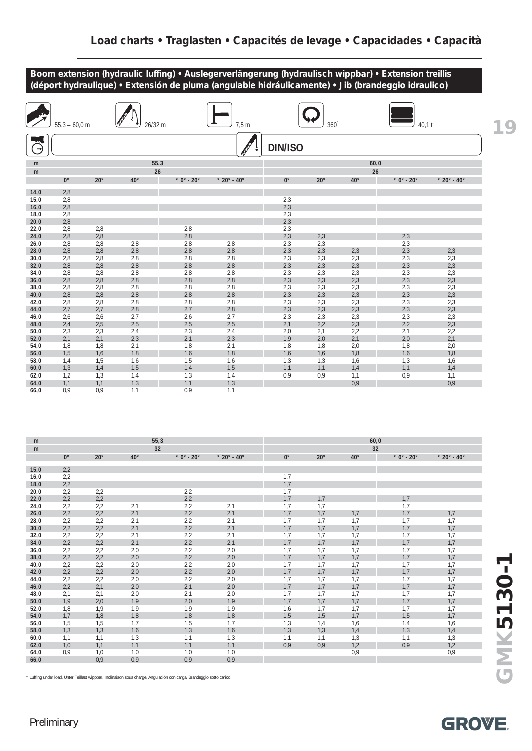## Load charts • Traglasten • Capacités de levage • Capacidades • Capacità

### Boom extension (hydraulic luffing) • Auslegerverlängerung (hydraulisch wippbar) • Extension treillis (déport hydraulique) • Extensión de pluma (angulable hidráulicamente) • Jib (brandeggio idraulico)

55,3 – 60,0 m | 26/32 m | 7,5 m | 360° | 40,1 t

DIN/ISO

| m | 55,3 | | | | | 60,0 | | | | |
|---|---|---|---|---|---|---|---|---|---|---|
| m | 26 | | | | | 26 | | | | |
| | 0° | 20° | 40° | * 0° - 20° | * 20° - 40° | 0° | 20° | 40° | * 0° - 20° | * 20° - 40° |
| 14,0 | 2,8 | | | | | | | | | |
| 15,0 | 2,8 | | | | | 2,3 | | | | |
| 16,0 | 2,8 | | | | | 2,3 | | | | |
| 18,0 | 2,8 | | | | | 2,3 | | | | |
| 20,0 | 2,8 | | | | | 2,3 | | | | |
| 22,0 | 2,8 | 2,8 | | 2,8 | | 2,3 | | | | |
| 24,0 | 2,8 | 2,8 | | 2,8 | | 2,3 | 2,3 | | 2,3 | |
| 26,0 | 2,8 | 2,8 | 2,8 | 2,8 | 2,8 | 2,3 | 2,3 | | 2,3 | |
| 28,0 | 2,8 | 2,8 | 2,8 | 2,8 | 2,8 | 2,3 | 2,3 | 2,3 | 2,3 | 2,3 |
| 30,0 | 2,8 | 2,8 | 2,8 | 2,8 | 2,8 | 2,3 | 2,3 | 2,3 | 2,3 | 2,3 |
| 32,0 | 2,8 | 2,8 | 2,8 | 2,8 | 2,8 | 2,3 | 2,3 | 2,3 | 2,3 | 2,3 |
| 34,0 | 2,8 | 2,8 | 2,8 | 2,8 | 2,8 | 2,3 | 2,3 | 2,3 | 2,3 | 2,3 |
| 36,0 | 2,8 | 2,8 | 2,8 | 2,8 | 2,8 | 2,3 | 2,3 | 2,3 | 2,3 | 2,3 |
| 38,0 | 2,8 | 2,8 | 2,8 | 2,8 | 2,8 | 2,3 | 2,3 | 2,3 | 2,3 | 2,3 |
| 40,0 | 2,8 | 2,8 | 2,8 | 2,8 | 2,8 | 2,3 | 2,3 | 2,3 | 2,3 | 2,3 |
| 42,0 | 2,8 | 2,8 | 2,8 | 2,8 | 2,8 | 2,3 | 2,3 | 2,3 | 2,3 | 2,3 |
| 44,0 | 2,7 | 2,7 | 2,8 | 2,7 | 2,8 | 2,3 | 2,3 | 2,3 | 2,3 | 2,3 |
| 46,0 | 2,6 | 2,6 | 2,7 | 2,6 | 2,7 | 2,3 | 2,3 | 2,3 | 2,3 | 2,3 |
| 48,0 | 2,4 | 2,5 | 2,5 | 2,5 | 2,5 | 2,1 | 2,2 | 2,3 | 2,2 | 2,3 |
| 50,0 | 2,3 | 2,3 | 2,4 | 2,3 | 2,4 | 2,0 | 2,1 | 2,2 | 2,1 | 2,2 |
| 52,0 | 2,1 | 2,1 | 2,3 | 2,1 | 2,3 | 1,9 | 2,0 | 2,1 | 2,0 | 2,1 |
| 54,0 | 1,8 | 1,8 | 2,1 | 1,8 | 2,1 | 1,8 | 1,8 | 2,0 | 1,8 | 2,0 |
| 56,0 | 1,5 | 1,6 | 1,8 | 1,6 | 1,8 | 1,6 | 1,6 | 1,8 | 1,6 | 1,8 |
| 58,0 | 1,4 | 1,5 | 1,6 | 1,5 | 1,6 | 1,3 | 1,3 | 1,6 | 1,3 | 1,6 |
| 60,0 | 1,3 | 1,4 | 1,5 | 1,4 | 1,5 | 1,1 | 1,1 | 1,4 | 1,1 | 1,4 |
| 62,0 | 1,2 | 1,3 | 1,4 | 1,3 | 1,4 | 0,9 | 0,9 | 1,1 | 0,9 | 1,1 |
| 64,0 | 1,1 | 1,1 | 1,3 | 1,1 | 1,3 | | | 0,9 | | 0,9 |
| 66,0 | 0,9 | 0,9 | 1,1 | 0,9 | 1,1 | | | | | |

| m | 55,3 | | | | | 60,0 | | | | |
|---|---|---|---|---|---|---|---|---|---|---|
| m | 32 | | | | | 32 | | | | |
| | 0° | 20° | 40° | * 0° - 20° | * 20° - 40° | 0° | 20° | 40° | * 0° - 20° | * 20° - 40° |
| 15,0 | 2,2 | | | | | | | | | |
| 16,0 | 2,2 | | | | | 1,7 | | | | |
| 18,0 | 2,2 | | | | | 1,7 | | | | |
| 20,0 | 2,2 | 2,2 | | 2,2 | | 1,7 | | | | |
| 22,0 | 2,2 | 2,2 | | 2,2 | | 1,7 | 1,7 | | 1,7 | |
| 24,0 | 2,2 | 2,2 | 2,1 | 2,2 | 2,1 | 1,7 | 1,7 | | 1,7 | |
| 26,0 | 2,2 | 2,2 | 2,1 | 2,2 | 2,1 | 1,7 | 1,7 | 1,7 | 1,7 | 1,7 |
| 28,0 | 2,2 | 2,2 | 2,1 | 2,2 | 2,1 | 1,7 | 1,7 | 1,7 | 1,7 | 1,7 |
| 30,0 | 2,2 | 2,2 | 2,1 | 2,2 | 2,1 | 1,7 | 1,7 | 1,7 | 1,7 | 1,7 |
| 32,0 | 2,2 | 2,2 | 2,1 | 2,2 | 2,1 | 1,7 | 1,7 | 1,7 | 1,7 | 1,7 |
| 34,0 | 2,2 | 2,2 | 2,1 | 2,2 | 2,1 | 1,7 | 1,7 | 1,7 | 1,7 | 1,7 |
| 36,0 | 2,2 | 2,2 | 2,0 | 2,2 | 2,0 | 1,7 | 1,7 | 1,7 | 1,7 | 1,7 |
| 38,0 | 2,2 | 2,2 | 2,0 | 2,2 | 2,0 | 1,7 | 1,7 | 1,7 | 1,7 | 1,7 |
| 40,0 | 2,2 | 2,2 | 2,0 | 2,2 | 2,0 | 1,7 | 1,7 | 1,7 | 1,7 | 1,7 |
| 42,0 | 2,2 | 2,2 | 2,0 | 2,2 | 2,0 | 1,7 | 1,7 | 1,7 | 1,7 | 1,7 |
| 44,0 | 2,2 | 2,2 | 2,0 | 2,2 | 2,0 | 1,7 | 1,7 | 1,7 | 1,7 | 1,7 |
| 46,0 | 2,2 | 2,1 | 2,0 | 2,1 | 2,0 | 1,7 | 1,7 | 1,7 | 1,7 | 1,7 |
| 48,0 | 2,1 | 2,1 | 2,0 | 2,1 | 2,0 | 1,7 | 1,7 | 1,7 | 1,7 | 1,7 |
| 50,0 | 1,9 | 2,0 | 1,9 | 2,0 | 1,9 | 1,7 | 1,7 | 1,7 | 1,7 | 1,7 |
| 52,0 | 1,8 | 1,9 | 1,9 | 1,9 | 1,9 | 1,6 | 1,7 | 1,7 | 1,7 | 1,7 |
| 54,0 | 1,7 | 1,8 | 1,8 | 1,8 | 1,8 | 1,5 | 1,5 | 1,7 | 1,5 | 1,7 |
| 56,0 | 1,5 | 1,5 | 1,7 | 1,5 | 1,7 | 1,3 | 1,4 | 1,6 | 1,4 | 1,6 |
| 58,0 | 1,3 | 1,3 | 1,6 | 1,3 | 1,6 | 1,3 | 1,3 | 1,4 | 1,3 | 1,4 |
| 60,0 | 1,1 | 1,1 | 1,3 | 1,1 | 1,3 | 1,1 | 1,1 | 1,3 | 1,1 | 1,3 |
| 62,0 | 1,0 | 1,1 | 1,1 | 1,1 | 1,1 | 0,9 | 0,9 | 1,2 | 0,9 | 1,2 |
| 64,0 | 0,9 | 1,0 | 1,0 | 1,0 | 1,0 | | | 0,9 | | 0,9 |
| 66,0 | | 0,9 | 0,9 | 0,9 | 0,9 | | | | | |

* Luffing under load, Unter Teillast wippbar, Inclinaison sous charge, Angulación con carga, Brandeggio sotto carico

Preliminary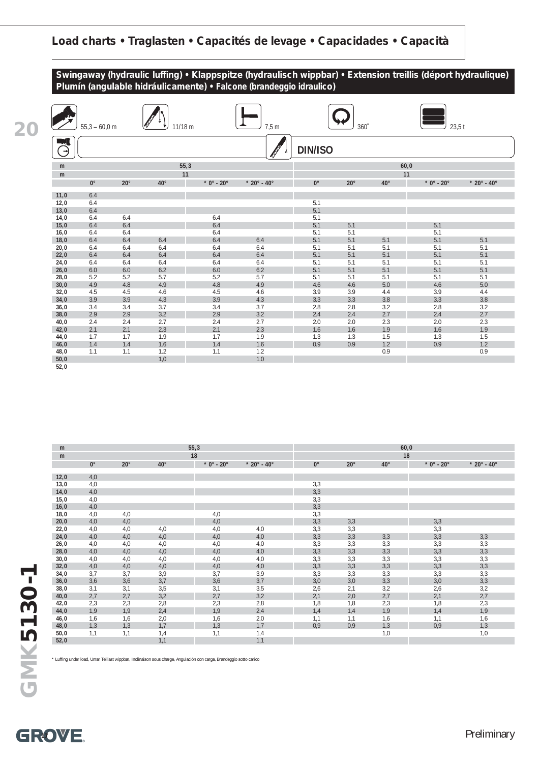## Load charts • Traglasten • Capacités de levage • Capacidades • Capacità

**Swingaway (hydraulic luffing) • Klappspitze (hydraulisch wippbar) • Extension treillis (déport hydraulique) Plumín (angulable hidráulicamente) • Falcone (brandeggio idraulico)**

55,3 – 60,0 m | 11/18 m | 7,5 m | 360° | 23,5 t

DIN/ISO

| m | 55,3 | | | | | 60,0 | | | | |
|---|---|---|---|---|---|---|---|---|---|---|
| m | 11 | | | | | 11 | | | | |
| | 0° | 20° | 40° | * 0° - 20° | * 20° - 40° | 0° | 20° | 40° | * 0° - 20° | * 20° - 40° |
| 11,0 | 6.4 | | | | | | | | | |
| 12,0 | 6.4 | | | | | 5.1 | | | | |
| 13,0 | 6.4 | | | | | 5.1 | | | | |
| 14,0 | 6.4 | 6.4 | | 6.4 | | 5.1 | | | | |
| 15,0 | 6.4 | 6.4 | | 6.4 | | 5.1 | 5.1 | | 5.1 | |
| 16,0 | 6.4 | 6.4 | | 6.4 | | 5.1 | 5.1 | | 5.1 | |
| 18,0 | 6.4 | 6.4 | 6.4 | 6.4 | 6.4 | 5.1 | 5.1 | 5.1 | 5.1 | 5.1 |
| 20,0 | 6.4 | 6.4 | 6.4 | 6.4 | 6.4 | 5.1 | 5.1 | 5.1 | 5.1 | 5.1 |
| 22,0 | 6.4 | 6.4 | 6.4 | 6.4 | 6.4 | 5.1 | 5.1 | 5.1 | 5.1 | 5.1 |
| 24,0 | 6.4 | 6.4 | 6.4 | 6.4 | 6.4 | 5.1 | 5.1 | 5.1 | 5.1 | 5.1 |
| 26,0 | 6.0 | 6.0 | 6.2 | 6.0 | 6.2 | 5.1 | 5.1 | 5.1 | 5.1 | 5.1 |
| 28,0 | 5.2 | 5.2 | 5.7 | 5.2 | 5.7 | 5.1 | 5.1 | 5.1 | 5.1 | 5.1 |
| 30,0 | 4.9 | 4.8 | 4.9 | 4.8 | 4.9 | 4.6 | 4.6 | 5.0 | 4.6 | 5.0 |
| 32,0 | 4.5 | 4.5 | 4.6 | 4.5 | 4.6 | 3.9 | 3.9 | 4.4 | 3.9 | 4.4 |
| 34,0 | 3.9 | 3.9 | 4.3 | 3.9 | 4.3 | 3.3 | 3.3 | 3.8 | 3.3 | 3.8 |
| 36,0 | 3.4 | 3.4 | 3.7 | 3.4 | 3.7 | 2.8 | 2.8 | 3.2 | 2.8 | 3.2 |
| 38,0 | 2.9 | 2.9 | 3.2 | 2.9 | 3.2 | 2.4 | 2.4 | 2.7 | 2.4 | 2.7 |
| 40,0 | 2.4 | 2.4 | 2.7 | 2.4 | 2.7 | 2.0 | 2.0 | 2.3 | 2.0 | 2.3 |
| 42,0 | 2.1 | 2.1 | 2.3 | 2.1 | 2.3 | 1.6 | 1.6 | 1.9 | 1.6 | 1.9 |
| 44,0 | 1.7 | 1.7 | 1.9 | 1.7 | 1.9 | 1.3 | 1.3 | 1.5 | 1.3 | 1.5 |
| 46,0 | 1.4 | 1.4 | 1.6 | 1.4 | 1.6 | 0.9 | 0.9 | 1.2 | 0.9 | 1.2 |
| 48,0 | 1.1 | 1.1 | 1.2 | 1.1 | 1.2 | | | 0.9 | | 0.9 |
| 50,0 | | | 1,0 | | 1.0 | | | | | |
| 52,0 | | | | | | | | | | |

| m | 55,3 | | | | | 60,0 | | | | |
|---|---|---|---|---|---|---|---|---|---|---|
| m | 18 | | | | | 18 | | | | |
| | 0° | 20° | 40° | * 0° - 20° | * 20° - 40° | 0° | 20° | 40° | * 0° - 20° | * 20° - 40° |
| 12,0 | 4,0 | | | | | | | | | |
| 13,0 | 4,0 | | | | | 3,3 | | | | |
| 14,0 | 4,0 | | | | | 3,3 | | | | |
| 15,0 | 4,0 | | | | | 3,3 | | | | |
| 16,0 | 4,0 | | | | | 3,3 | | | | |
| 18,0 | 4,0 | 4,0 | | 4,0 | | 3,3 | | | | |
| 20,0 | 4,0 | 4,0 | | 4,0 | | 3,3 | 3,3 | | 3,3 | |
| 22,0 | 4,0 | 4,0 | 4,0 | 4,0 | 4,0 | 3,3 | 3,3 | | 3,3 | |
| 24,0 | 4,0 | 4,0 | 4,0 | 4,0 | 4,0 | 3,3 | 3,3 | 3,3 | 3,3 | 3,3 |
| 26,0 | 4,0 | 4,0 | 4,0 | 4,0 | 4,0 | 3,3 | 3,3 | 3,3 | 3,3 | 3,3 |
| 28,0 | 4,0 | 4,0 | 4,0 | 4,0 | 4,0 | 3,3 | 3,3 | 3,3 | 3,3 | 3,3 |
| 30,0 | 4,0 | 4,0 | 4,0 | 4,0 | 4,0 | 3,3 | 3,3 | 3,3 | 3,3 | 3,3 |
| 32,0 | 4,0 | 4,0 | 4,0 | 4,0 | 4,0 | 3,3 | 3,3 | 3,3 | 3,3 | 3,3 |
| 34,0 | 3,7 | 3,7 | 3,9 | 3,7 | 3,9 | 3,3 | 3,3 | 3,3 | 3,3 | 3,3 |
| 36,0 | 3,6 | 3,6 | 3,7 | 3,6 | 3,7 | 3,0 | 3,0 | 3,3 | 3,0 | 3,3 |
| 38,0 | 3,1 | 3,1 | 3,5 | 3,1 | 3,5 | 2,6 | 2,1 | 3,2 | 2,6 | 3,2 |
| 40,0 | 2,7 | 2,7 | 3,2 | 2,7 | 3,2 | 2,1 | 2,0 | 2,7 | 2,1 | 2,7 |
| 42,0 | 2,3 | 2,3 | 2,8 | 2,3 | 2,8 | 1,8 | 1,8 | 2,3 | 1,8 | 2,3 |
| 44,0 | 1,9 | 1,9 | 2,4 | 1,9 | 2,4 | 1,4 | 1,4 | 1,9 | 1,4 | 1,9 |
| 46,0 | 1,6 | 1,6 | 2,0 | 1,6 | 2,0 | 1,1 | 1,1 | 1,6 | 1,1 | 1,6 |
| 48,0 | 1,3 | 1,3 | 1,7 | 1,3 | 1,7 | 0,9 | 0,9 | 1,3 | 0,9 | 1,3 |
| 50,0 | 1,1 | 1,1 | 1,4 | 1,1 | 1,4 | | | 1,0 | | 1,0 |
| 52,0 | | | 1,1 | | 1,1 | | | | | |

* Luffing under load, Unter Teillast wippbar, Inclinaison sous charge, Angulación con carga, Brandeggio sotto carico

GMK5130-1

Preliminary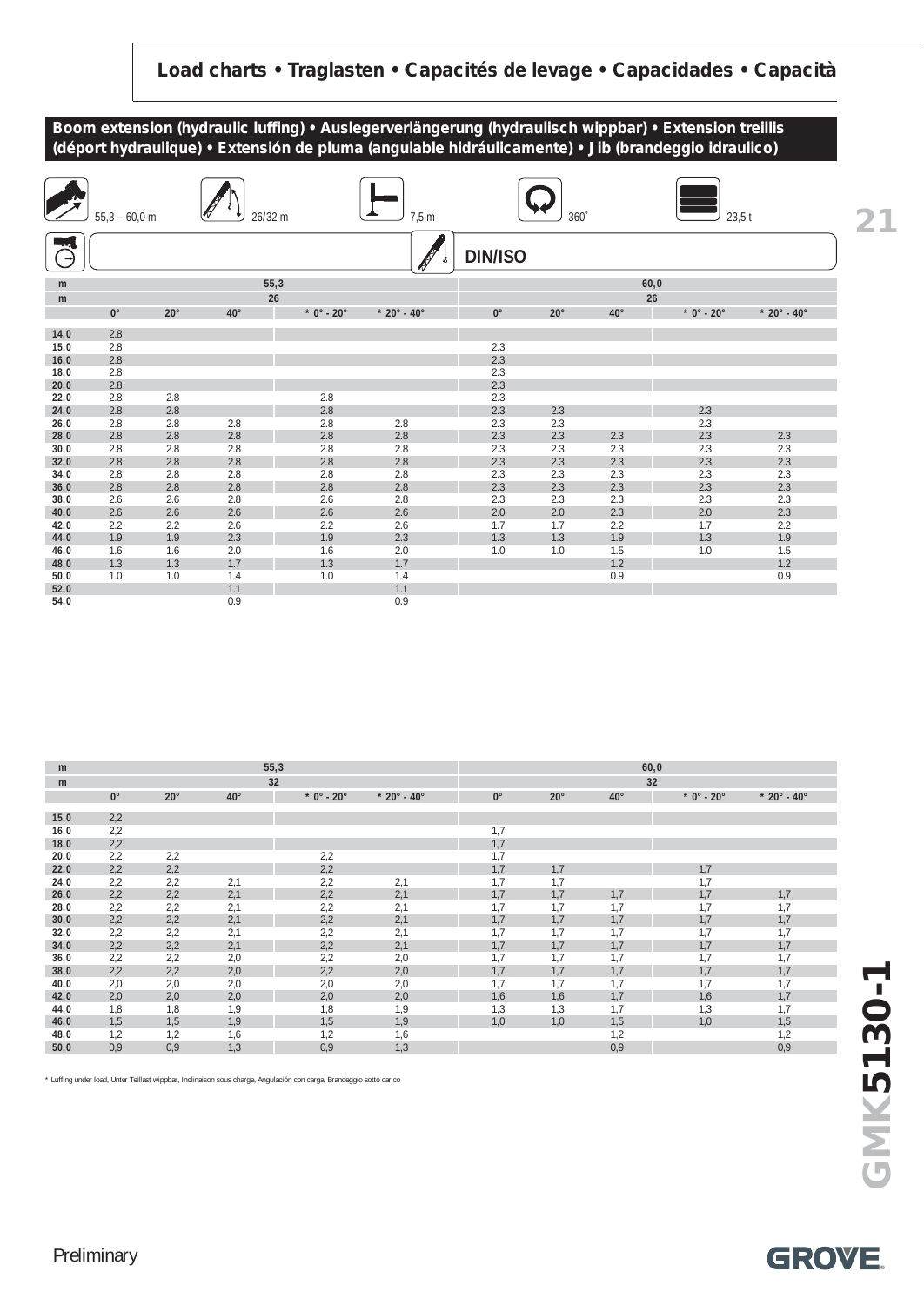## Load charts • Traglasten • Capacités de levage • Capacidades • Capacità

### Boom extension (hydraulic luffing) • Auslegerverlängerung (hydraulisch wippbar) • Extension treillis (déport hydraulique) • Extensión de pluma (angulable hidráulicamente) • Jib (brandeggio idraulico)

55,3 – 60,0 m | 26/32 m | 7,5 m | 360° | 23,5 t

DIN/ISO

| m | 55,3 | | | | | 60,0 | | | | |
|---|---|---|---|---|---|---|---|---|---|---|
| m | 26 | | | | | 26 | | | | |
| | 0° | 20° | 40° | * 0° - 20° | * 20° - 40° | 0° | 20° | 40° | * 0° - 20° | * 20° - 40° |
| 14,0 | 2.8 | | | | | | | | | |
| 15,0 | 2.8 | | | | | 2.3 | | | | |
| 16,0 | 2.8 | | | | | 2.3 | | | | |
| 18,0 | 2.8 | | | | | 2.3 | | | | |
| 20,0 | 2.8 | | | | | 2.3 | | | | |
| 22,0 | 2.8 | 2.8 | | 2.8 | | 2.3 | | | | |
| 24,0 | 2.8 | 2.8 | | 2.8 | | 2.3 | 2.3 | | 2.3 | |
| 26,0 | 2.8 | 2.8 | 2.8 | 2.8 | 2.8 | 2.3 | 2.3 | | 2.3 | |
| 28,0 | 2.8 | 2.8 | 2.8 | 2.8 | 2.8 | 2.3 | 2.3 | 2.3 | 2.3 | 2.3 |
| 30,0 | 2.8 | 2.8 | 2.8 | 2.8 | 2.8 | 2.3 | 2.3 | 2.3 | 2.3 | 2.3 |
| 32,0 | 2.8 | 2.8 | 2.8 | 2.8 | 2.8 | 2.3 | 2.3 | 2.3 | 2.3 | 2.3 |
| 34,0 | 2.8 | 2.8 | 2.8 | 2.8 | 2.8 | 2.3 | 2.3 | 2.3 | 2.3 | 2.3 |
| 36,0 | 2.8 | 2.8 | 2.8 | 2.8 | 2.8 | 2.3 | 2.3 | 2.3 | 2.3 | 2.3 |
| 38,0 | 2.6 | 2.6 | 2.8 | 2.6 | 2.8 | 2.3 | 2.3 | 2.3 | 2.3 | 2.3 |
| 40,0 | 2.6 | 2.6 | 2.6 | 2.6 | 2.6 | 2.0 | 2.0 | 2.3 | 2.0 | 2.3 |
| 42,0 | 2.2 | 2.2 | 2.6 | 2.2 | 2.6 | 1.7 | 1.7 | 2.2 | 1.7 | 2.2 |
| 44,0 | 1.9 | 1.9 | 2.3 | 1.9 | 2.3 | 1.3 | 1.3 | 1.9 | 1.3 | 1.9 |
| 46,0 | 1.6 | 1.6 | 2.0 | 1.6 | 2.0 | 1.0 | 1.0 | 1.5 | 1.0 | 1.5 |
| 48,0 | 1.3 | 1.3 | 1.7 | 1.3 | 1.7 | | | 1.2 | | 1.2 |
| 50,0 | 1.0 | 1.0 | 1.4 | 1.0 | 1.4 | | | 0.9 | | 0.9 |
| 52,0 | | | 1.1 | | 1.1 | | | | | |
| 54,0 | | | 0.9 | | 0.9 | | | | | |

| m | 55,3 | | | | | 60,0 | | | | |
|---|---|---|---|---|---|---|---|---|---|---|
| m | 32 | | | | | 32 | | | | |
| | 0° | 20° | 40° | * 0° - 20° | * 20° - 40° | 0° | 20° | 40° | * 0° - 20° | * 20° - 40° |
| 15,0 | 2,2 | | | | | | | | | |
| 16,0 | 2,2 | | | | | 1,7 | | | | |
| 18,0 | 2,2 | | | | | 1,7 | | | | |
| 20,0 | 2,2 | 2,2 | | 2,2 | | 1,7 | | | | |
| 22,0 | 2,2 | 2,2 | | 2,2 | | 1,7 | 1,7 | | 1,7 | |
| 24,0 | 2,2 | 2,2 | 2,1 | 2,2 | 2,1 | 1,7 | 1,7 | | 1,7 | |
| 26,0 | 2,2 | 2,2 | 2,1 | 2,2 | 2,1 | 1,7 | 1,7 | 1,7 | 1,7 | 1,7 |
| 28,0 | 2,2 | 2,2 | 2,1 | 2,2 | 2,1 | 1,7 | 1,7 | 1,7 | 1,7 | 1,7 |
| 30,0 | 2,2 | 2,2 | 2,1 | 2,2 | 2,1 | 1,7 | 1,7 | 1,7 | 1,7 | 1,7 |
| 32,0 | 2,2 | 2,2 | 2,1 | 2,2 | 2,1 | 1,7 | 1,7 | 1,7 | 1,7 | 1,7 |
| 34,0 | 2,2 | 2,2 | 2,1 | 2,2 | 2,1 | 1,7 | 1,7 | 1,7 | 1,7 | 1,7 |
| 36,0 | 2,2 | 2,2 | 2,0 | 2,2 | 2,0 | 1,7 | 1,7 | 1,7 | 1,7 | 1,7 |
| 38,0 | 2,2 | 2,2 | 2,0 | 2,2 | 2,0 | 1,7 | 1,7 | 1,7 | 1,7 | 1,7 |
| 40,0 | 2,0 | 2,0 | 2,0 | 2,0 | 2,0 | 1,7 | 1,7 | 1,7 | 1,7 | 1,7 |
| 42,0 | 2,0 | 2,0 | 2,0 | 2,0 | 2,0 | 1,6 | 1,6 | 1,7 | 1,6 | 1,7 |
| 44,0 | 1,8 | 1,8 | 1,9 | 1,8 | 1,9 | 1,3 | 1,3 | 1,7 | 1,3 | 1,7 |
| 46,0 | 1,5 | 1,5 | 1,9 | 1,5 | 1,9 | 1,0 | 1,0 | 1,5 | 1,0 | 1,5 |
| 48,0 | 1,2 | 1,2 | 1,6 | 1,2 | 1,6 | | | 1,2 | | 1,2 |
| 50,0 | 0,9 | 0,9 | 1,3 | 0,9 | 1,3 | | | 0,9 | | 0,9 |

\* Luffing under load, Unter Teillast wippbar, Inclinaison sous charge, Angulación con carga, Brandeggio sotto carico

GMK5130-1

Preliminary

GROVE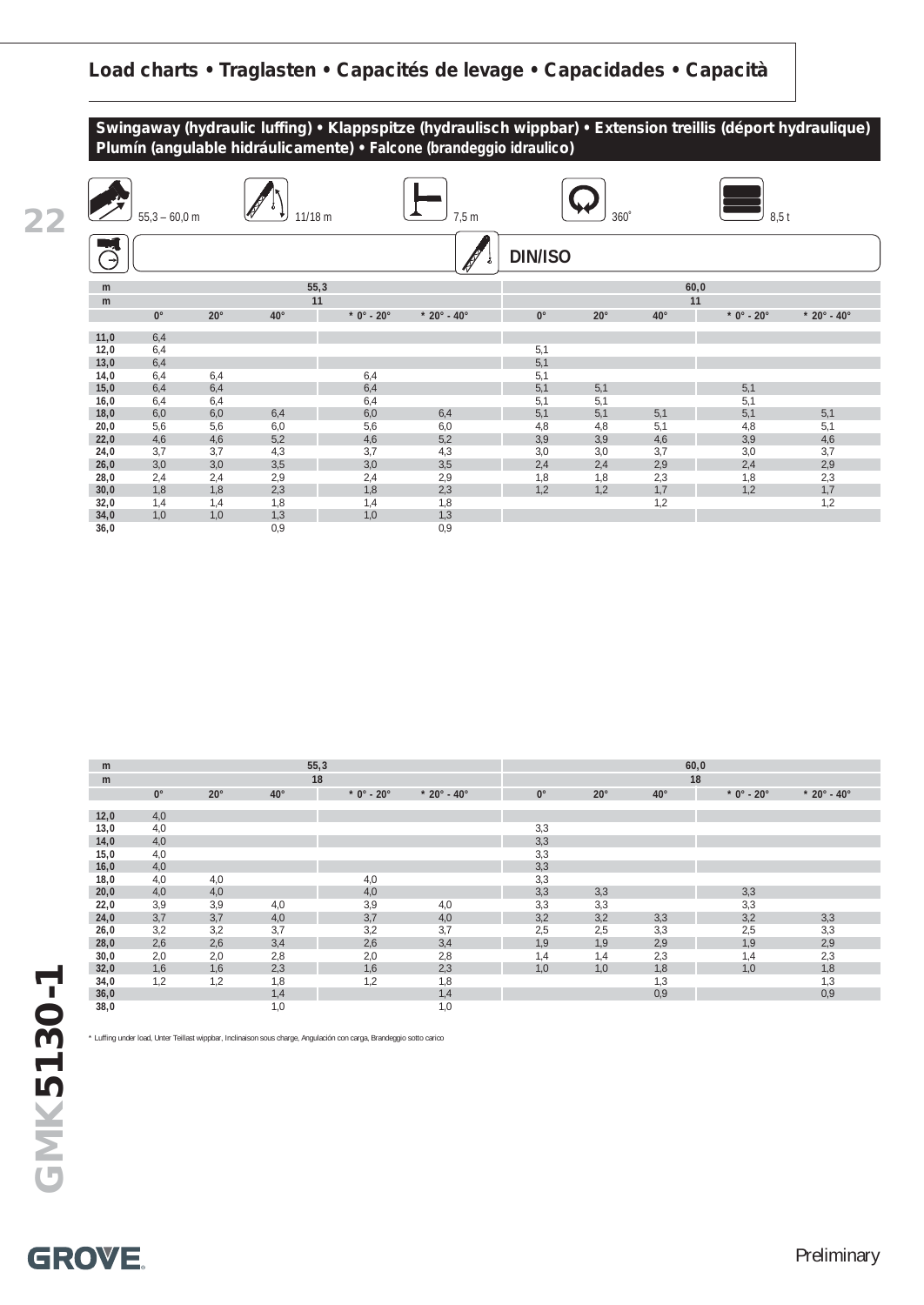## Load charts • Traglasten • Capacités de levage • Capacidades • Capacità

### Swingaway (hydraulic luffing) • Klappspitze (hydraulisch wippbar) • Extension treillis (déport hydraulique) Plumín (angulable hidráulicamente) • Falcone (brandeggio idraulico)

55,3 – 60,0 m | 11/18 m | 7,5 m | 360° | 8,5 t

DIN/ISO

| m | 55,3 | | | | | 60,0 | | | | |
|---|---|---|---|---|---|---|---|---|---|---|
| m | 11 | | | | | 11 | | | | |
| | 0° | 20° | 40° | * 0° - 20° | * 20° - 40° | 0° | 20° | 40° | * 0° - 20° | * 20° - 40° |
| 11,0 | 6,4 | | | | | | | | | |
| 12,0 | 6,4 | | | | | 5,1 | | | | |
| 13,0 | 6,4 | | | | | 5,1 | | | | |
| 14,0 | 6,4 | 6,4 | | 6,4 | | 5,1 | | | | |
| 15,0 | 6,4 | 6,4 | | 6,4 | | 5,1 | 5,1 | | 5,1 | |
| 16,0 | 6,4 | 6,4 | | 6,4 | | 5,1 | 5,1 | | 5,1 | |
| 18,0 | 6,0 | 6,0 | 6,4 | 6,0 | 6,4 | 5,1 | 5,1 | 5,1 | 5,1 | 5,1 |
| 20,0 | 5,6 | 5,6 | 6,0 | 5,6 | 6,0 | 4,8 | 4,8 | 5,1 | 4,8 | 5,1 |
| 22,0 | 4,6 | 4,6 | 5,2 | 4,6 | 5,2 | 3,9 | 3,9 | 4,6 | 3,9 | 4,6 |
| 24,0 | 3,7 | 3,7 | 4,3 | 3,7 | 4,3 | 3,0 | 3,0 | 3,7 | 3,0 | 3,7 |
| 26,0 | 3,0 | 3,0 | 3,5 | 3,0 | 3,5 | 2,4 | 2,4 | 2,9 | 2,4 | 2,9 |
| 28,0 | 2,4 | 2,4 | 2,9 | 2,4 | 2,9 | 1,8 | 1,8 | 2,3 | 1,8 | 2,3 |
| 30,0 | 1,8 | 1,8 | 2,3 | 1,8 | 2,3 | 1,2 | 1,2 | 1,7 | 1,2 | 1,7 |
| 32,0 | 1,4 | 1,4 | 1,8 | 1,4 | 1,8 | | | 1,2 | | 1,2 |
| 34,0 | 1,0 | 1,0 | 1,3 | 1,0 | 1,3 | | | | | |
| 36,0 | | | 0,9 | | 0,9 | | | | | |

| m | 55,3 | | | | | 60,0 | | | | |
|---|---|---|---|---|---|---|---|---|---|---|
| m | 18 | | | | | 18 | | | | |
| | 0° | 20° | 40° | * 0° - 20° | * 20° - 40° | 0° | 20° | 40° | * 0° - 20° | * 20° - 40° |
| 12,0 | 4,0 | | | | | | | | | |
| 13,0 | 4,0 | | | | | 3,3 | | | | |
| 14,0 | 4,0 | | | | | 3,3 | | | | |
| 15,0 | 4,0 | | | | | 3,3 | | | | |
| 16,0 | 4,0 | | | | | 3,3 | | | | |
| 18,0 | 4,0 | 4,0 | | 4,0 | | 3,3 | | | | |
| 20,0 | 4,0 | 4,0 | | 4,0 | | 3,3 | 3,3 | | 3,3 | |
| 22,0 | 3,9 | 3,9 | 4,0 | 3,9 | 4,0 | 3,3 | 3,3 | | 3,3 | |
| 24,0 | 3,7 | 3,7 | 4,0 | 3,7 | 4,0 | 3,2 | 3,2 | 3,3 | 3,2 | 3,3 |
| 26,0 | 3,2 | 3,2 | 3,7 | 3,2 | 3,7 | 2,5 | 2,5 | 3,3 | 2,5 | 3,3 |
| 28,0 | 2,6 | 2,6 | 3,4 | 2,6 | 3,4 | 1,9 | 1,9 | 2,9 | 1,9 | 2,9 |
| 30,0 | 2,0 | 2,0 | 2,8 | 2,0 | 2,8 | 1,4 | 1,4 | 2,3 | 1,4 | 2,3 |
| 32,0 | 1,6 | 1,6 | 2,3 | 1,6 | 2,3 | 1,0 | 1,0 | 1,8 | 1,0 | 1,8 |
| 34,0 | 1,2 | 1,2 | 1,8 | 1,2 | 1,8 | | | 1,3 | | 1,3 |
| 36,0 | | | 1,4 | | 1,4 | | | 0,9 | | 0,9 |
| 38,0 | | | 1,0 | | 1,0 | | | | | |

* Luffing under load, Unter Teillast wippbar, Inclinaison sous charge, Angulación con carga, Brandeggio sotto carico

Preliminary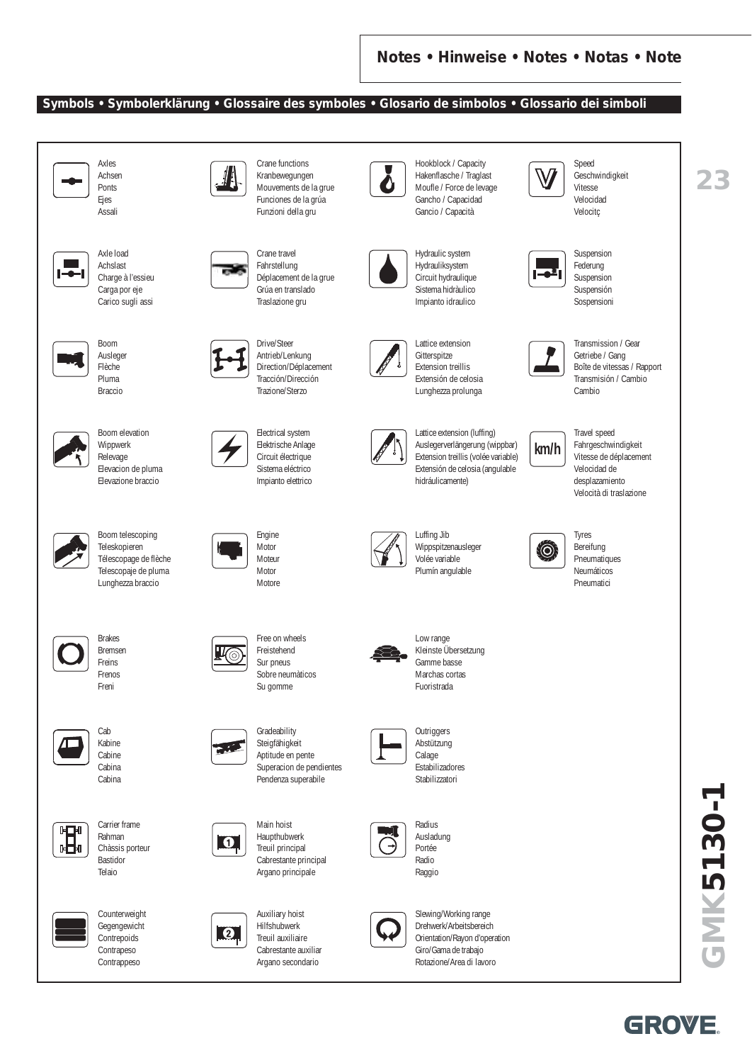## Notes • Hinweise • Notes • Notas • Note

### Symbols • Symbolerklärung • Glossaire des symboles • Glosario de simbolos • Glossario dei simboli

| | | | |
|---|---|---|---|
| Axles<br>Achsen<br>Ponts<br>Ejes<br>Assali | Crane functions<br>Kranbewegungen<br>Mouvements de la grue<br>Funciones de la grúa<br>Funzioni della gru | Hookblock / Capacity<br>Hakenflasche / Traglast<br>Moufle / Force de levage<br>Gancho / Capacidad<br>Gancio / Capacità | Speed<br>Geschwindigkeit<br>Vitesse<br>Velocidad<br>Velocitç |
| Axle load<br>Achslast<br>Charge à l'essieu<br>Carga por eje<br>Carico sugli assi | Crane travel<br>Fahrstellung<br>Déplacement de la grue<br>Grúa en translado<br>Traslazione gru | Hydraulic system<br>Hydrauliksystem<br>Circuit hydraulique<br>Sistema hidràulico<br>Impianto idraulico | Suspension<br>Federung<br>Suspension<br>Suspensión<br>Sospensioni |
| Boom<br>Ausleger<br>Flèche<br>Pluma<br>Braccio | Drive/Steer<br>Antrieb/Lenkung<br>Direction/Déplacement<br>Tracción/Dirección<br>Trazione/Sterzo | Lattice extension<br>Gitterspitze<br>Extension treillis<br>Extensión de celosia<br>Lunghezza prolunga | Transmission / Gear<br>Getriebe / Gang<br>Boîte de vitesses / Rapport<br>Transmisión / Cambio<br>Cambio |
| Boom elevation<br>Wippwerk<br>Relevage<br>Elevacion de pluma<br>Elevazione braccio | Electrical system<br>Elektrische Anlage<br>Circuit électrique<br>Sistema eléctrico<br>Impianto elettrico | Lattice extension (luffing)<br>Auslegerverlängerung (wippbar)<br>Extension treillis (volée variable)<br>Extensión de celosia (angulable hidráulicamente) | Travel speed<br>Fahrgeschwindigkeit<br>Vitesse de déplacement<br>Velocidad de desplazamiento<br>Velocità di traslazione |
| Boom telescoping<br>Teleskopieren<br>Télescopage de flèche<br>Telescopaje de pluma<br>Lunghezza braccio | Engine<br>Motor<br>Moteur<br>Motor<br>Motore | Luffing Jib<br>Wippspitzenausleger<br>Volée variable<br>Plumín angulable | Tyres<br>Bereifung<br>Pneumatiques<br>Neumáticos<br>Pneumatici |
| Brakes<br>Bremsen<br>Freins<br>Frenos<br>Freni | Free on wheels<br>Freistehend<br>Sur pneus<br>Sobre neumàticos<br>Su gomme | Low range<br>Kleinste Übersetzung<br>Gamme basse<br>Marchas cortas<br>Fuoristrada | |
| Cab<br>Kabine<br>Cabine<br>Cabina<br>Cabina | Gradeability<br>Steigfähigkeit<br>Aptitude en pente<br>Superacion de pendientes<br>Pendenza superabile | Outriggers<br>Abstützung<br>Calage<br>Estabilizadores<br>Stabilizzatori | |
| Carrier frame<br>Rahman<br>Châssis porteur<br>Bastidor<br>Telaio | Main hoist<br>Haupthubwerk<br>Treuil principal<br>Cabrestante principal<br>Argano principale | Radius<br>Ausladung<br>Portée<br>Radio<br>Raggio | |
| Counterweight<br>Gegengewicht<br>Contrepoids<br>Contrapeso<br>Contrappeso | Auxiliary hoist<br>Hilfshubwerk<br>Treuil auxiliaire<br>Cabrestante auxiliar<br>Argano secondario | Slewing/Working range<br>Drehwerk/Arbeitsbereich<br>Orientation/Rayon d'operation<br>Giro/Gama de trabajo<br>Rotazione/Area di lavoro | |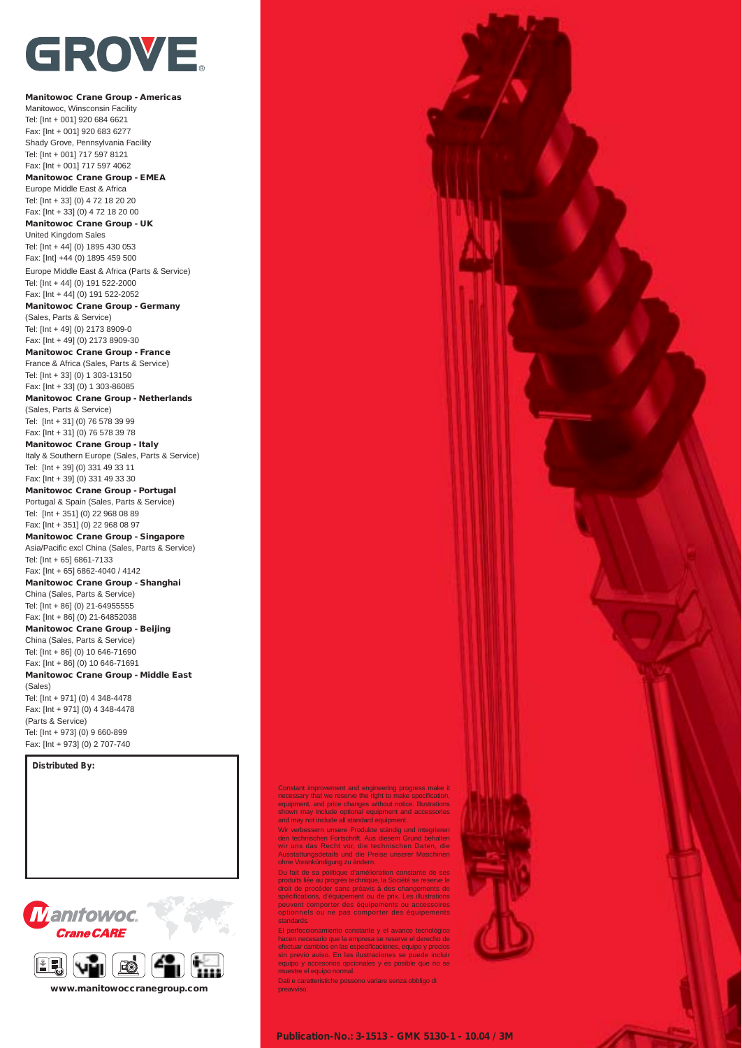# GROVE

**Manitowoc Crane Group - Americas**
Manitowoc, Winsconsin Facility
Tel: [Int + 001] 920 684 6621
Fax: [Int + 001] 920 683 6277
Shady Grove, Pennsylvania Facility
Tel: [Int + 001] 717 597 8121
Fax: [Int + 001] 717 597 4062

**Manitowoc Crane Group - EMEA**
Europe Middle East & Africa
Tel: [Int + 33] (0) 4 72 18 20 20
Fax: [Int + 33] (0) 4 72 18 20 00

**Manitowoc Crane Group - UK**
United Kingdom Sales
Tel: [Int + 44] (0) 1895 430 053
Fax: [Int] +44 (0) 1895 459 500
Europe Middle East & Africa (Parts & Service)
Tel: [Int + 44] (0) 191 522-2000
Fax: [Int + 44] (0) 191 522-2052

**Manitowoc Crane Group - Germany**
(Sales, Parts & Service)
Tel: [Int + 49] (0) 2173 8909-0
Fax: [Int + 49] (0) 2173 8909-30

**Manitowoc Crane Group - France**
France & Africa (Sales, Parts & Service)
Tel: [Int + 33] (0) 1 303-13150
Fax: [Int + 33] (0) 1 303-86085

**Manitowoc Crane Group - Netherlands**
(Sales, Parts & Service)
Tel: [Int + 31] (0) 76 578 39 99
Fax: [Int + 31] (0) 76 578 39 78

**Manitowoc Crane Group - Italy**
Italy & Southern Europe (Sales, Parts & Service)
Tel: [Int + 39] (0) 331 49 33 11
Fax: [Int + 39] (0) 331 49 33 30

**Manitowoc Crane Group - Portugal**
Portugal & Spain (Sales, Parts & Service)
Tel: [Int + 351] (0) 22 968 08 89
Fax: [Int + 351] (0) 22 968 08 97

**Manitowoc Crane Group - Singapore**
Asia/Pacific excl China (Sales, Parts & Service)
Tel: [Int + 65] 6861-7133
Fax: [Int + 65] 6862-4040 / 4142

**Manitowoc Crane Group - Shanghai**
China (Sales, Parts & Service)
Tel: [Int + 86] (0) 21-64955555
Fax: [Int + 86] (0) 21-64852038

**Manitowoc Crane Group - Beijing**
China (Sales, Parts & Service)
Tel: [Int + 86] (0) 10 646-71690
Fax: [Int + 86] (0) 10 646-71691

**Manitowoc Crane Group - Middle East**
(Sales)
Tel: [Int + 971] (0) 4 348-4478
Fax: [Int + 971] (0) 4 348-4478
(Parts & Service)
Tel: [Int + 973] (0) 9 660-899
Fax: [Int + 973] (0) 2 707-740

**Distributed By:**

Manitowoc
Crane CARE

www.manitowoccranegroup.com

Constant improvement and engineering progress make it necessary that we reserve the right to make specification, equipment, and price changes without notice. Illustrations shown may include optional equipment and accessories and may not include all standard equipment.

Wir verbessern unsere Produkte ständig und integrieren den technischen Fortschritt. Aus diesem Grund behalten wir uns das Recht vor, die technischen Daten, die Ausstattungsdetails und die Preise unserer Maschinen ohne Vorankündigung zu ändern.

Du fait de sa politique d'amélioration constante de ses produits liée au progrès technique, la Société se reserve le droit de procéder sans préavis à des changements de spécifications, d'équipement ou de prix. Les illustrations peuvent comporter des équipements ou accessoires optionnels ou ne pas comporter des équipements standards.

El perfeccionamiento constante y el avance tecnológico hacen necesario que la empresa se reserve el derecho de efectuar cambios en las especificaciones, equipo y precios sin previo aviso. En las ilustraciones se puede incluir equipo y accesorios opcionales y es posible que no se muestre el equipo normal.

Dati e caratteristiche possono variare senza obbligo di preavviso.

**Publication-No.: 3-1513 - GMK 5130-1 - 10.04 / 3M**